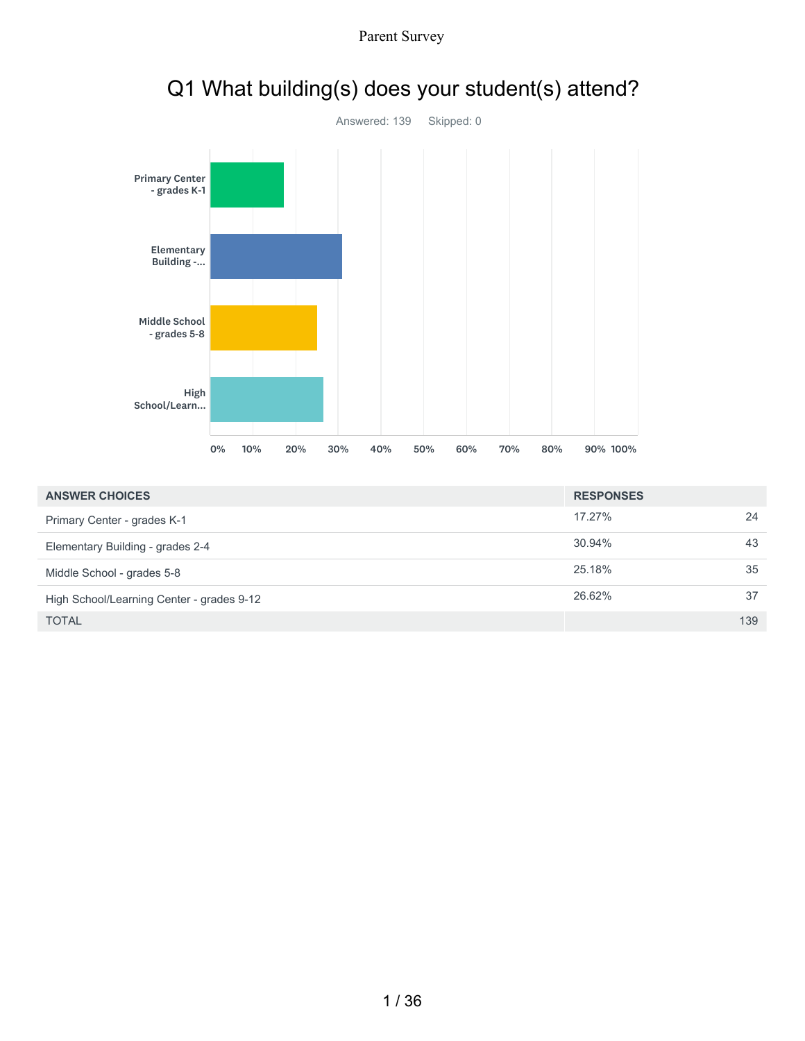# Q1 What building(s) does your student(s) attend?

Answered: 139 Skipped: 0

| ANSWER CHOICES | RESPONSES | |
|---|---|---|
| Primary Center - grades K-1 | 17.27% | 24 |
| Elementary Building - grades 2-4 | 30.94% | 43 |
| Middle School - grades 5-8 | 25.18% | 35 |
| High School/Learning Center - grades 9-12 | 26.62% | 37 |
| TOTAL | | 139 |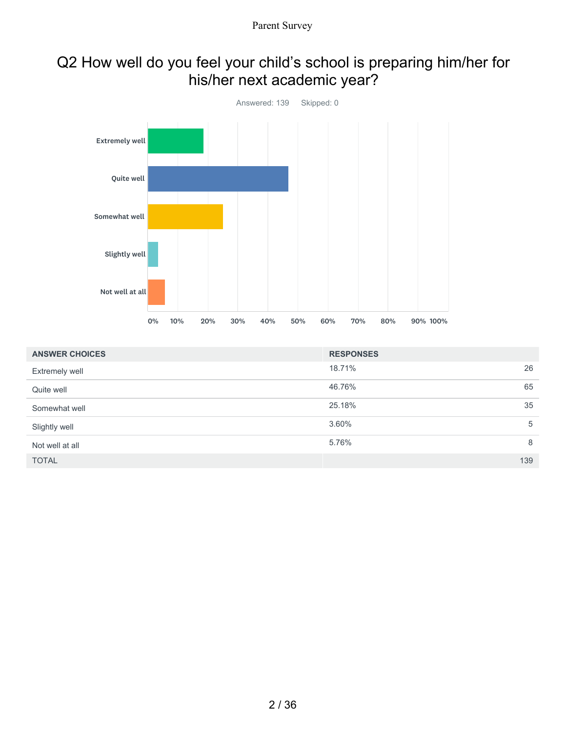# Q2 How well do you feel your child's school is preparing him/her for his/her next academic year?

Answered: 139 Skipped: 0

| ANSWER CHOICES | RESPONSES | |
|---|---|---|
| Extremely well | 18.71% | 26 |
| Quite well | 46.76% | 65 |
| Somewhat well | 25.18% | 35 |
| Slightly well | 3.60% | 5 |
| Not well at all | 5.76% | 8 |
| TOTAL | | 139 |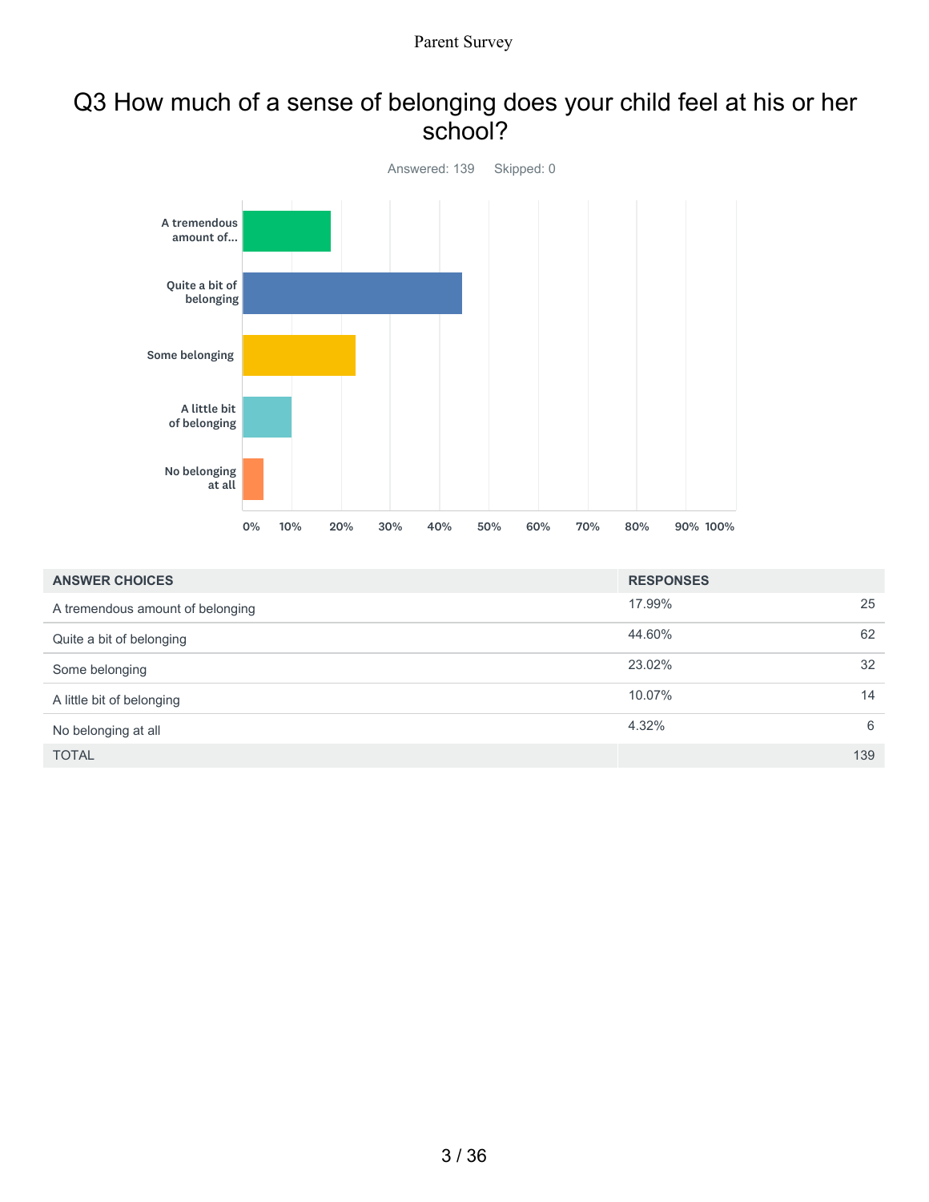## Q3 How much of a sense of belonging does your child feel at his or her school?

Answered: 139 Skipped: 0

| ANSWER CHOICES | RESPONSES | |
|---|---|---|
| A tremendous amount of belonging | 17.99% | 25 |
| Quite a bit of belonging | 44.60% | 62 |
| Some belonging | 23.02% | 32 |
| A little bit of belonging | 10.07% | 14 |
| No belonging at all | 4.32% | 6 |
| TOTAL | | 139 |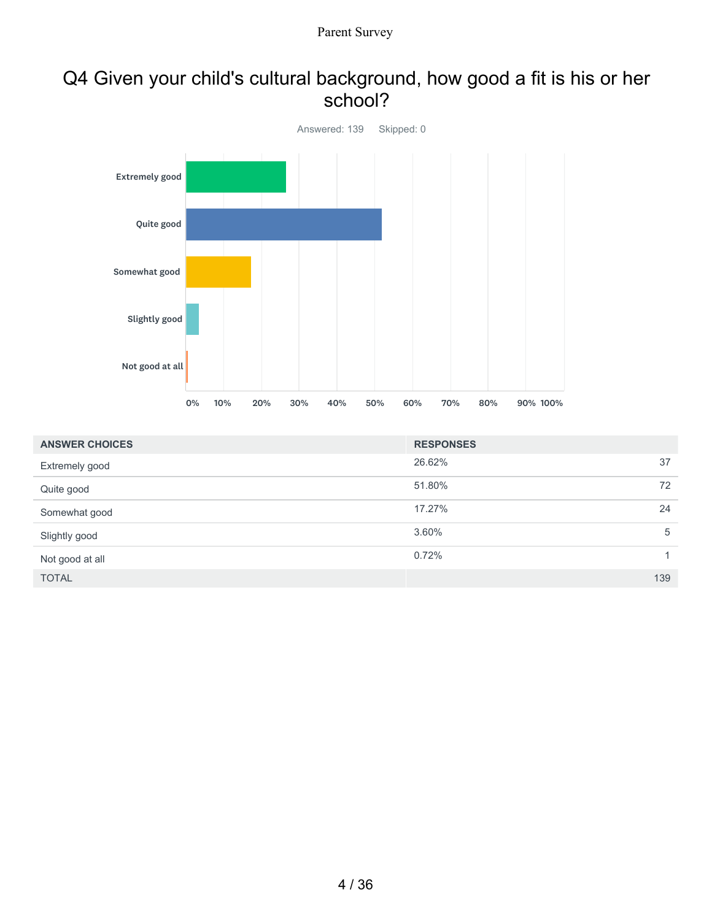# Q4 Given your child's cultural background, how good a fit is his or her school?

Answered: 139 Skipped: 0

| ANSWER CHOICES | RESPONSES | |
|---|---|---|
| Extremely good | 26.62% | 37 |
| Quite good | 51.80% | 72 |
| Somewhat good | 17.27% | 24 |
| Slightly good | 3.60% | 5 |
| Not good at all | 0.72% | 1 |
| TOTAL | | 139 |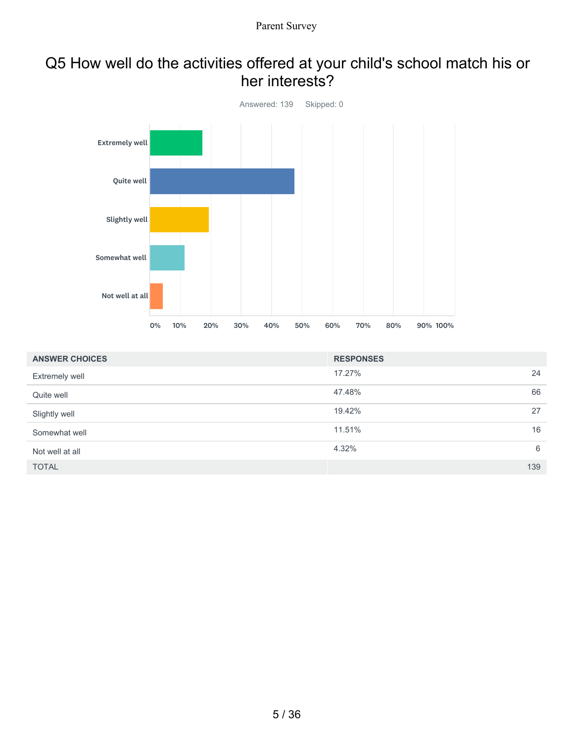# Q5 How well do the activities offered at your child's school match his or her interests?

Answered: 139 Skipped: 0

| ANSWER CHOICES | RESPONSES | |
|---|---|---|
| Extremely well | 17.27% | 24 |
| Quite well | 47.48% | 66 |
| Slightly well | 19.42% | 27 |
| Somewhat well | 11.51% | 16 |
| Not well at all | 4.32% | 6 |
| TOTAL | | 139 |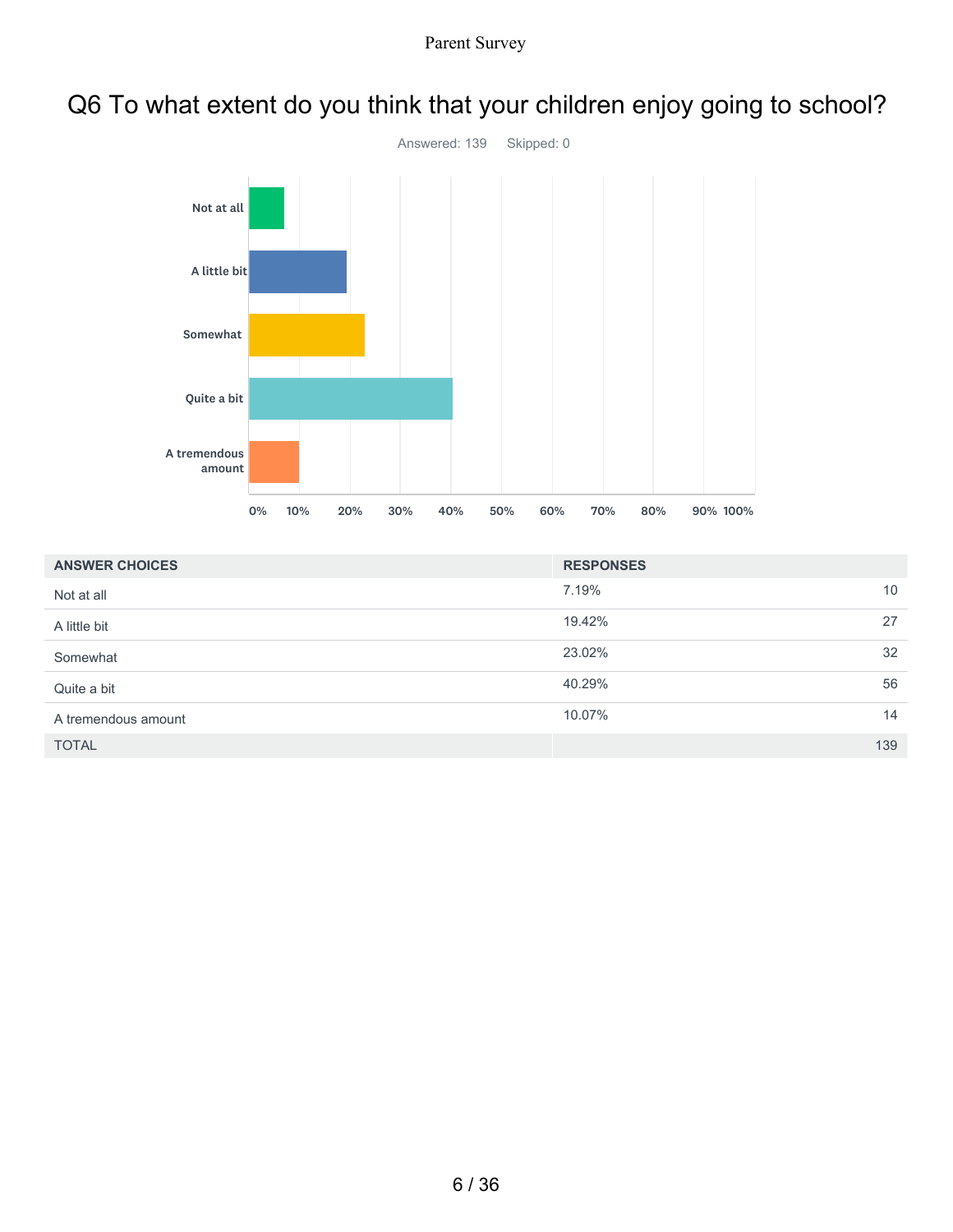# Q6 To what extent do you think that your children enjoy going to school?

Answered: 139 Skipped: 0

| ANSWER CHOICES | RESPONSES | |
|---|---|---|
| Not at all | 7.19% | 10 |
| A little bit | 19.42% | 27 |
| Somewhat | 23.02% | 32 |
| Quite a bit | 40.29% | 56 |
| A tremendous amount | 10.07% | 14 |
| TOTAL | | 139 |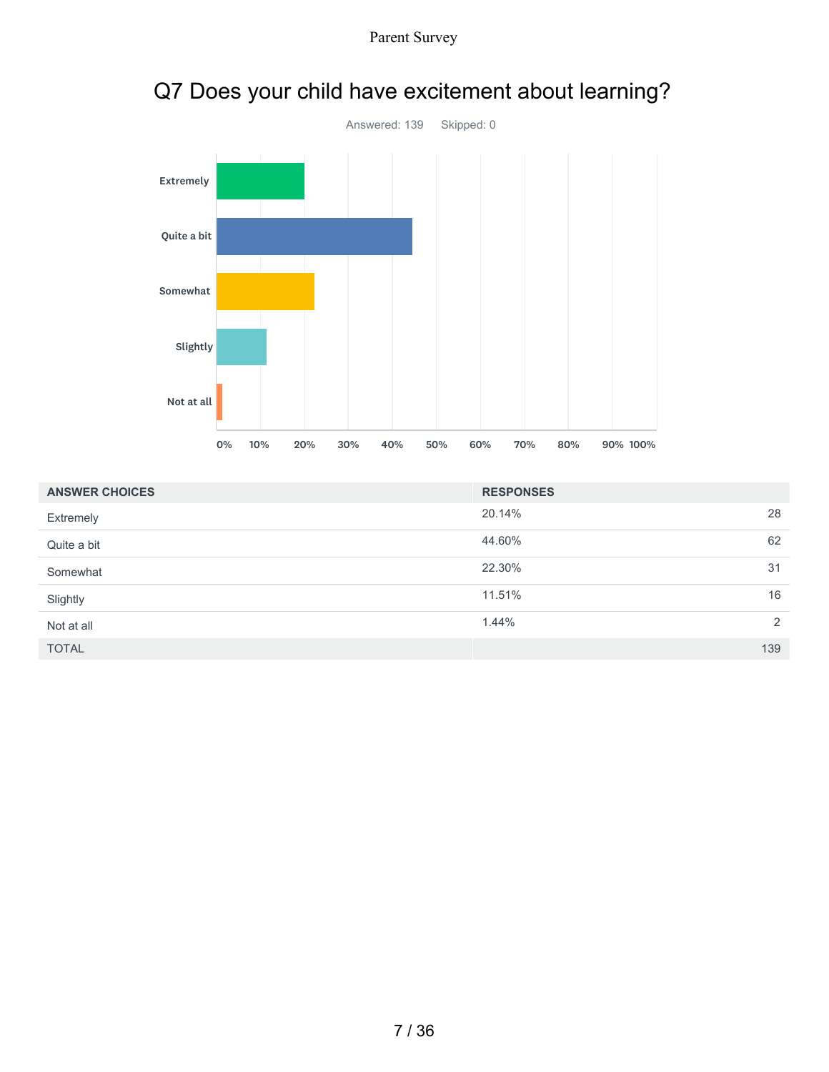# Q7 Does your child have excitement about learning?

Answered: 139    Skipped: 0

| ANSWER CHOICES | RESPONSES | |
|---|---|---|
| Extremely | 20.14% | 28 |
| Quite a bit | 44.60% | 62 |
| Somewhat | 22.30% | 31 |
| Slightly | 11.51% | 16 |
| Not at all | 1.44% | 2 |
| TOTAL | | 139 |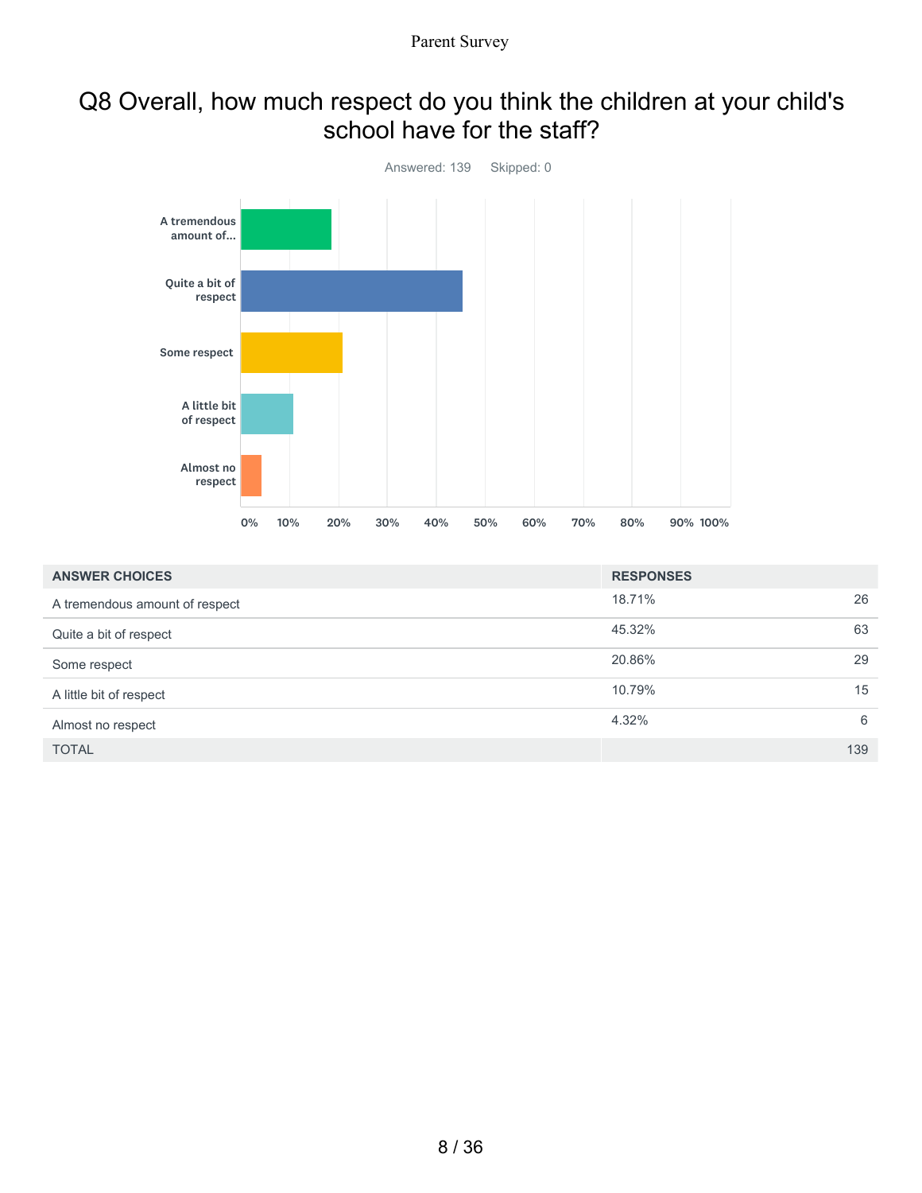## Q8 Overall, how much respect do you think the children at your child's school have for the staff?

Answered: 139 Skipped: 0

| ANSWER CHOICES | RESPONSES | |
|---|---|---|
| A tremendous amount of respect | 18.71% | 26 |
| Quite a bit of respect | 45.32% | 63 |
| Some respect | 20.86% | 29 |
| A little bit of respect | 10.79% | 15 |
| Almost no respect | 4.32% | 6 |
| TOTAL | | 139 |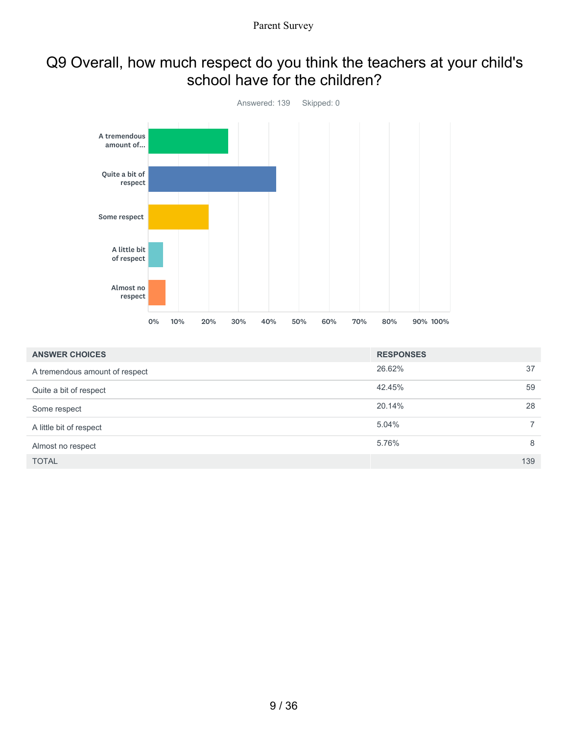# Q9 Overall, how much respect do you think the teachers at your child's school have for the children?

Answered: 139 Skipped: 0

| ANSWER CHOICES | RESPONSES | |
|---|---|---|
| A tremendous amount of respect | 26.62% | 37 |
| Quite a bit of respect | 42.45% | 59 |
| Some respect | 20.14% | 28 |
| A little bit of respect | 5.04% | 7 |
| Almost no respect | 5.76% | 8 |
| TOTAL | | 139 |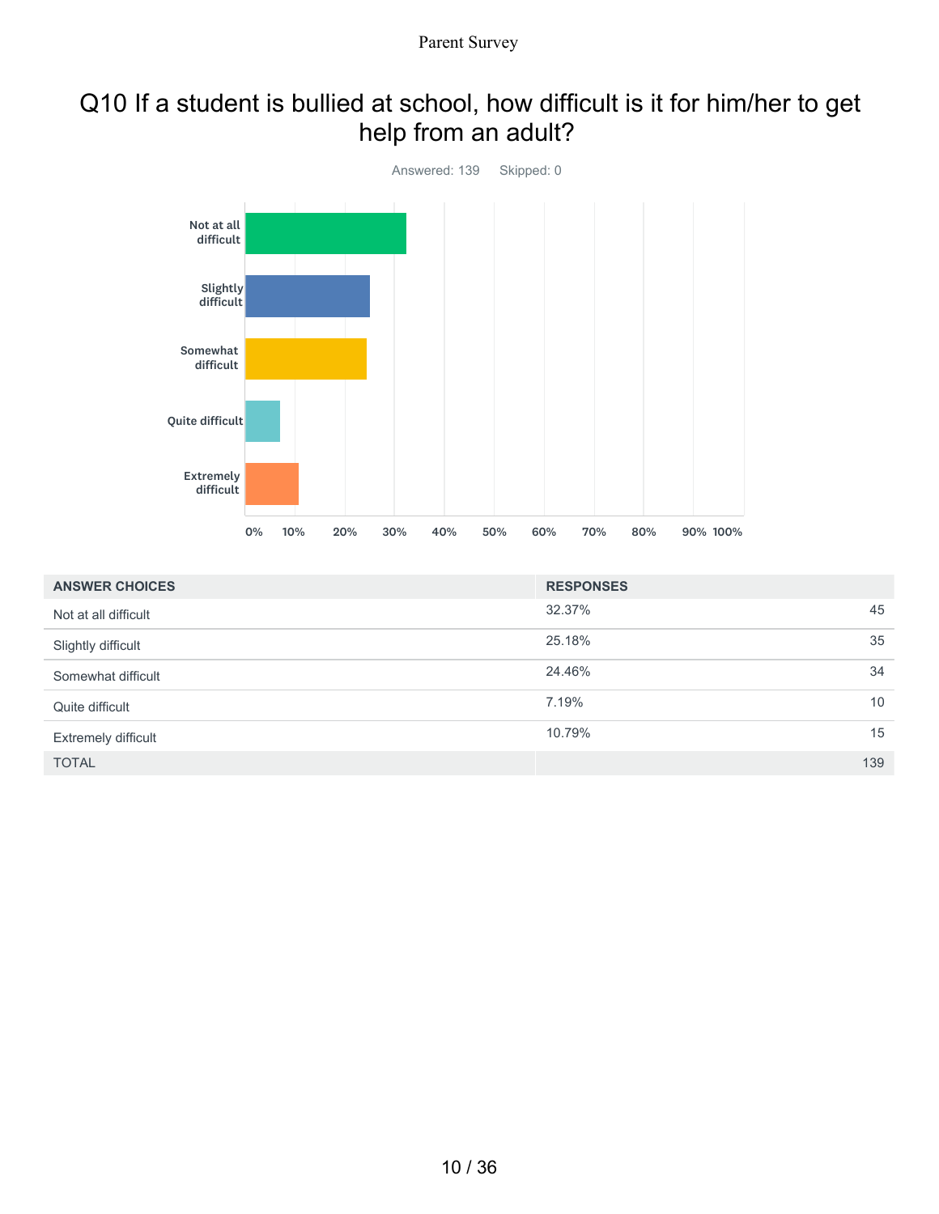# Q10 If a student is bullied at school, how difficult is it for him/her to get help from an adult?

Answered: 139 Skipped: 0

| ANSWER CHOICES | RESPONSES | |
|---|---|---|
| Not at all difficult | 32.37% | 45 |
| Slightly difficult | 25.18% | 35 |
| Somewhat difficult | 24.46% | 34 |
| Quite difficult | 7.19% | 10 |
| Extremely difficult | 10.79% | 15 |
| TOTAL | | 139 |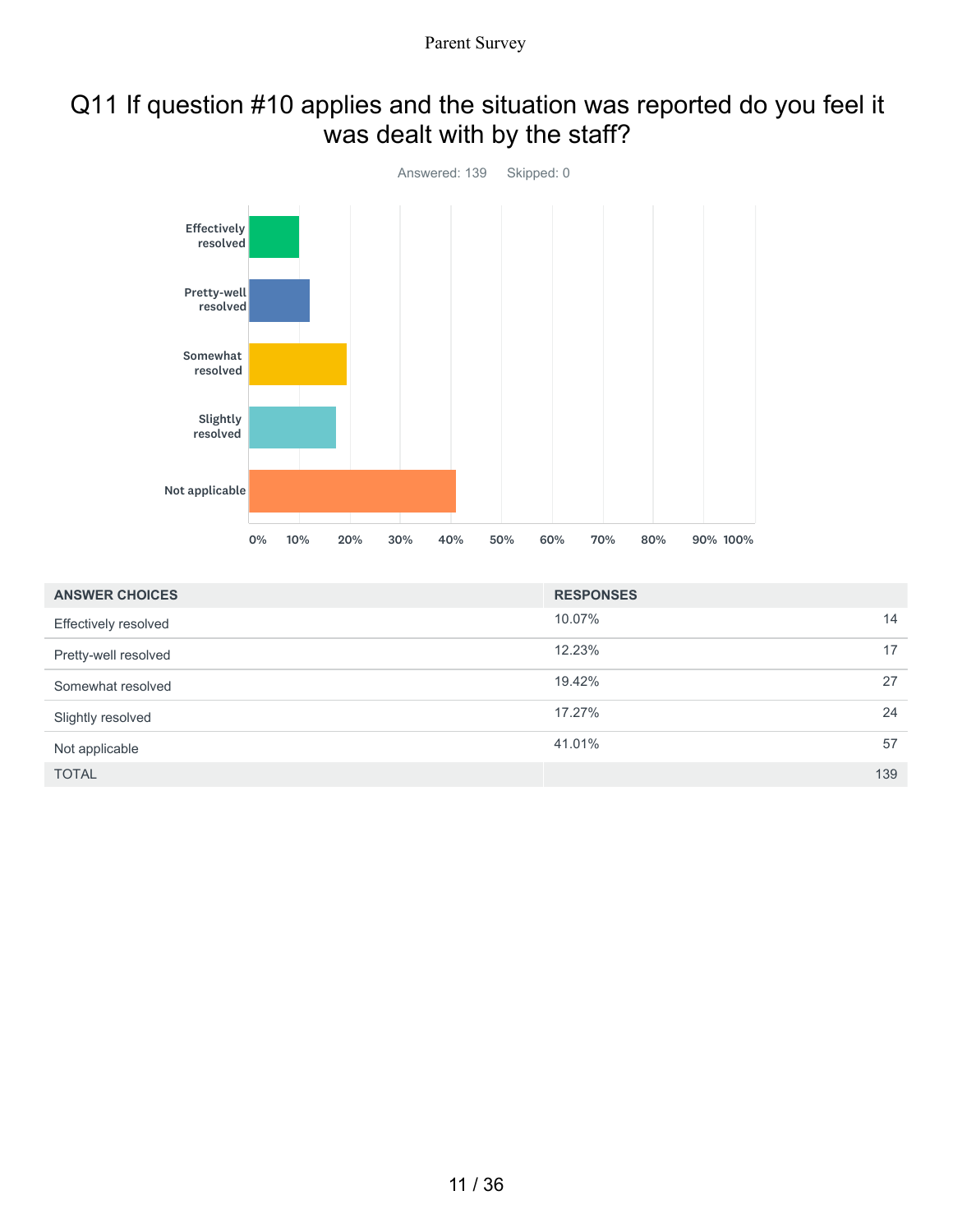# Q11 If question #10 applies and the situation was reported do you feel it was dealt with by the staff?

Answered: 139 Skipped: 0

| ANSWER CHOICES | RESPONSES | |
|---|---|---|
| Effectively resolved | 10.07% | 14 |
| Pretty-well resolved | 12.23% | 17 |
| Somewhat resolved | 19.42% | 27 |
| Slightly resolved | 17.27% | 24 |
| Not applicable | 41.01% | 57 |
| TOTAL | | 139 |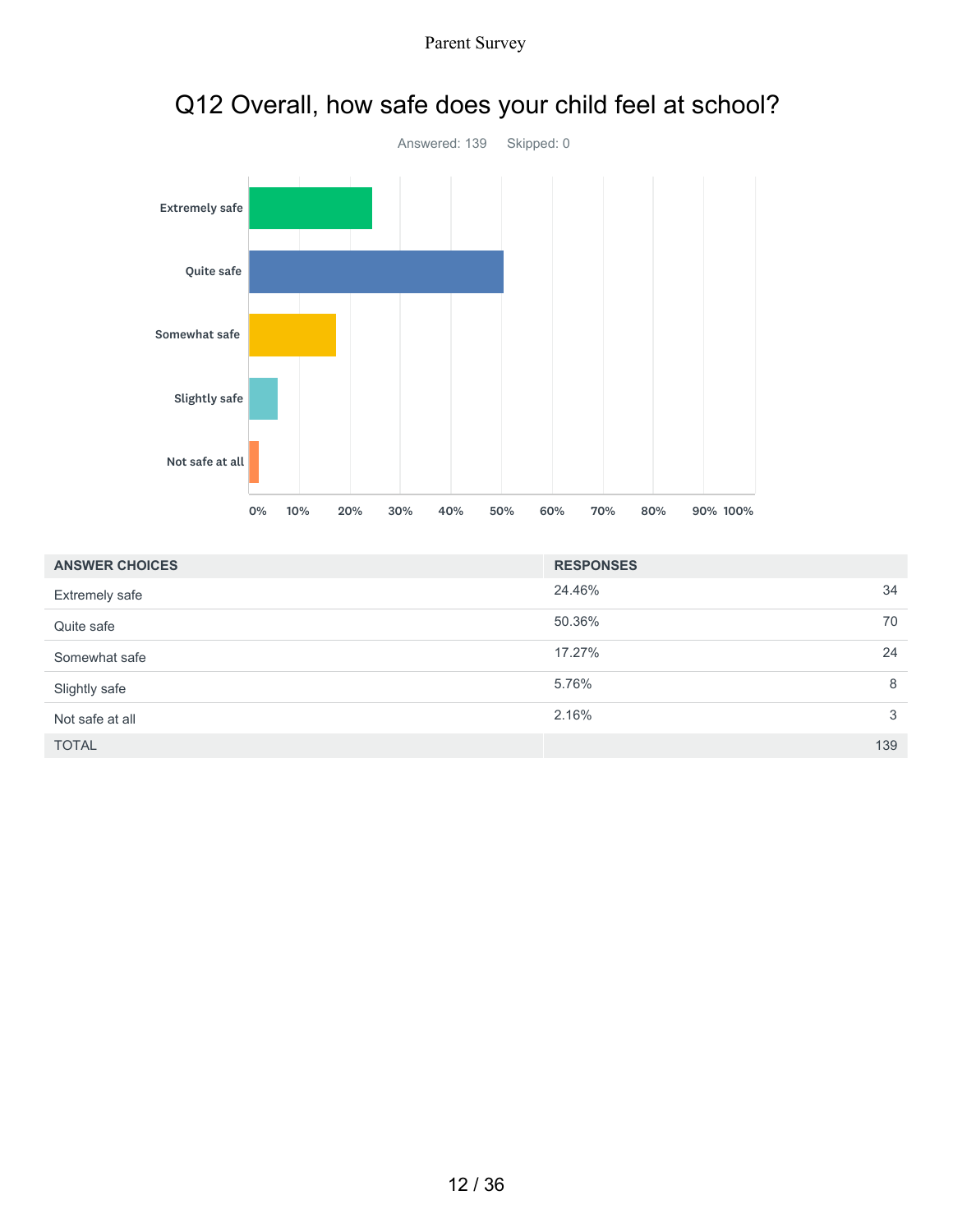## Q12 Overall, how safe does your child feel at school?

Answered: 139 Skipped: 0

| ANSWER CHOICES | RESPONSES | |
|---|---|---|
| Extremely safe | 24.46% | 34 |
| Quite safe | 50.36% | 70 |
| Somewhat safe | 17.27% | 24 |
| Slightly safe | 5.76% | 8 |
| Not safe at all | 2.16% | 3 |
| TOTAL | | 139 |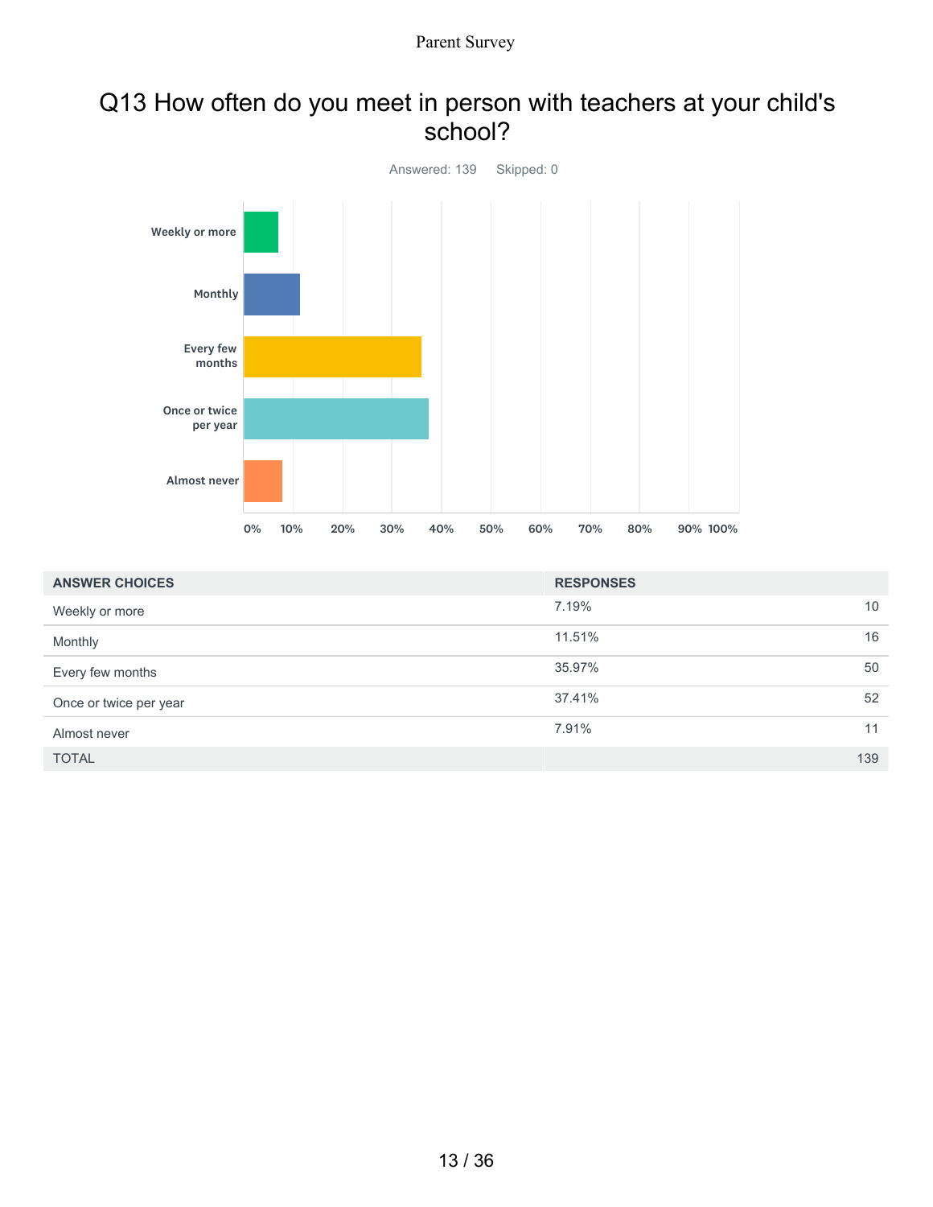# Q13 How often do you meet in person with teachers at your child's school?

Answered: 139 Skipped: 0

| ANSWER CHOICES | RESPONSES | |
|---|---|---|
| Weekly or more | 7.19% | 10 |
| Monthly | 11.51% | 16 |
| Every few months | 35.97% | 50 |
| Once or twice per year | 37.41% | 52 |
| Almost never | 7.91% | 11 |
| TOTAL | | 139 |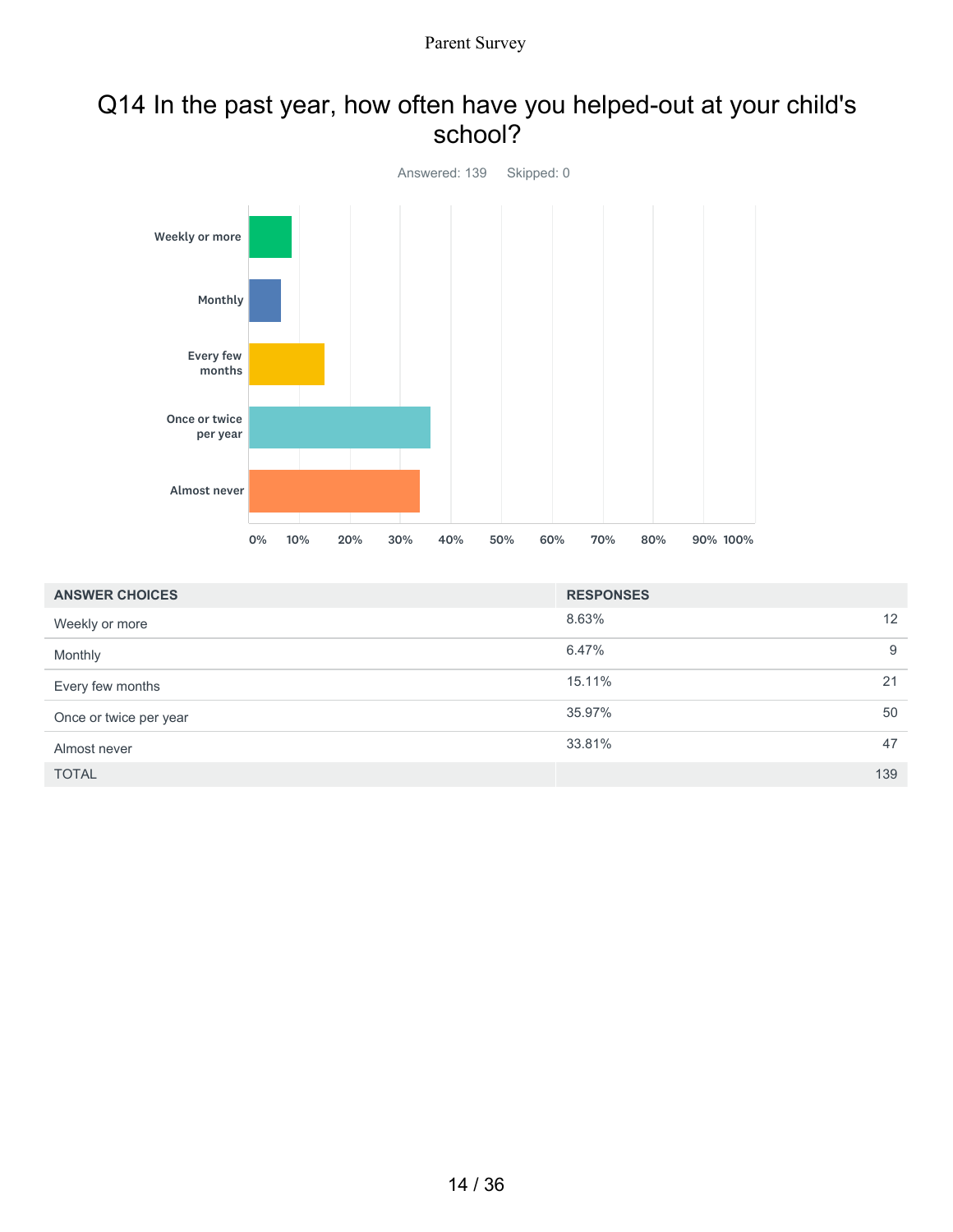## Q14 In the past year, how often have you helped-out at your child's school?

Answered: 139    Skipped: 0

| ANSWER CHOICES | RESPONSES | |
|---|---|---|
| Weekly or more | 8.63% | 12 |
| Monthly | 6.47% | 9 |
| Every few months | 15.11% | 21 |
| Once or twice per year | 35.97% | 50 |
| Almost never | 33.81% | 47 |
| TOTAL | | 139 |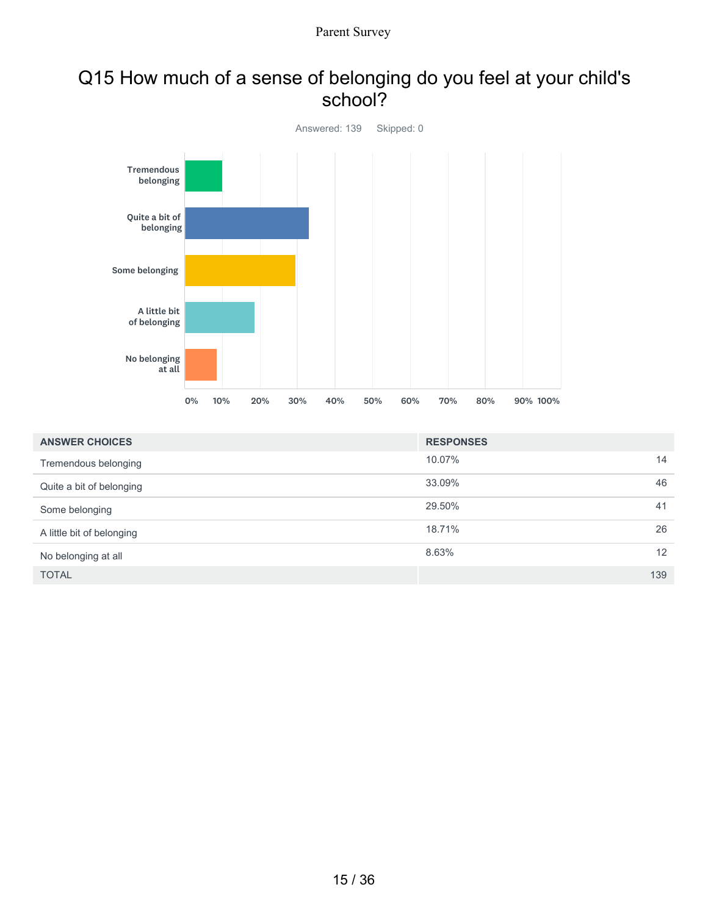# Q15 How much of a sense of belonging do you feel at your child's school?

Answered: 139 Skipped: 0

| ANSWER CHOICES | RESPONSES | |
|---|---|---|
| Tremendous belonging | 10.07% | 14 |
| Quite a bit of belonging | 33.09% | 46 |
| Some belonging | 29.50% | 41 |
| A little bit of belonging | 18.71% | 26 |
| No belonging at all | 8.63% | 12 |
| TOTAL | | 139 |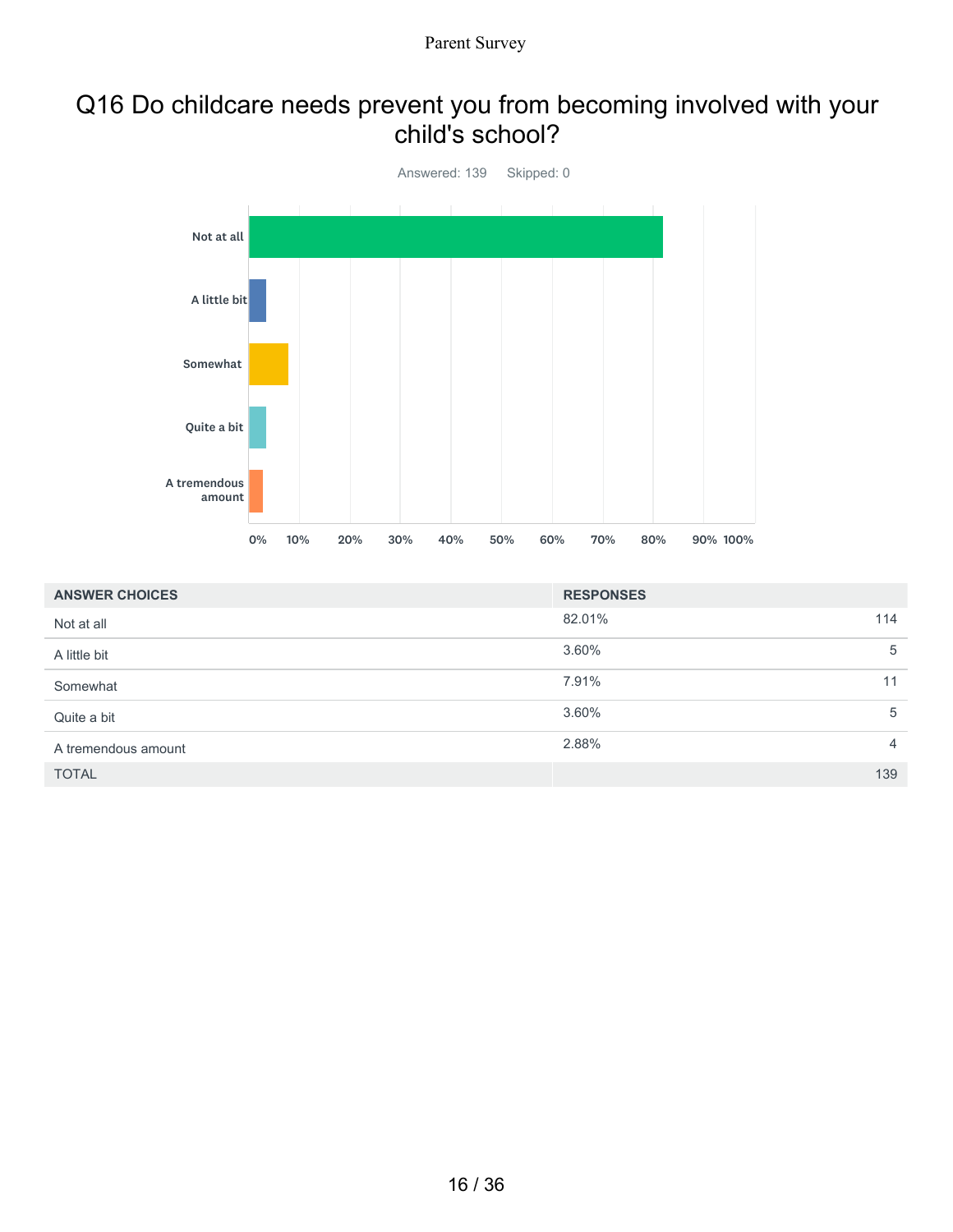# Q16 Do childcare needs prevent you from becoming involved with your child's school?

Answered: 139 Skipped: 0

| ANSWER CHOICES | RESPONSES | |
|---|---|---|
| Not at all | 82.01% | 114 |
| A little bit | 3.60% | 5 |
| Somewhat | 7.91% | 11 |
| Quite a bit | 3.60% | 5 |
| A tremendous amount | 2.88% | 4 |
| TOTAL | | 139 |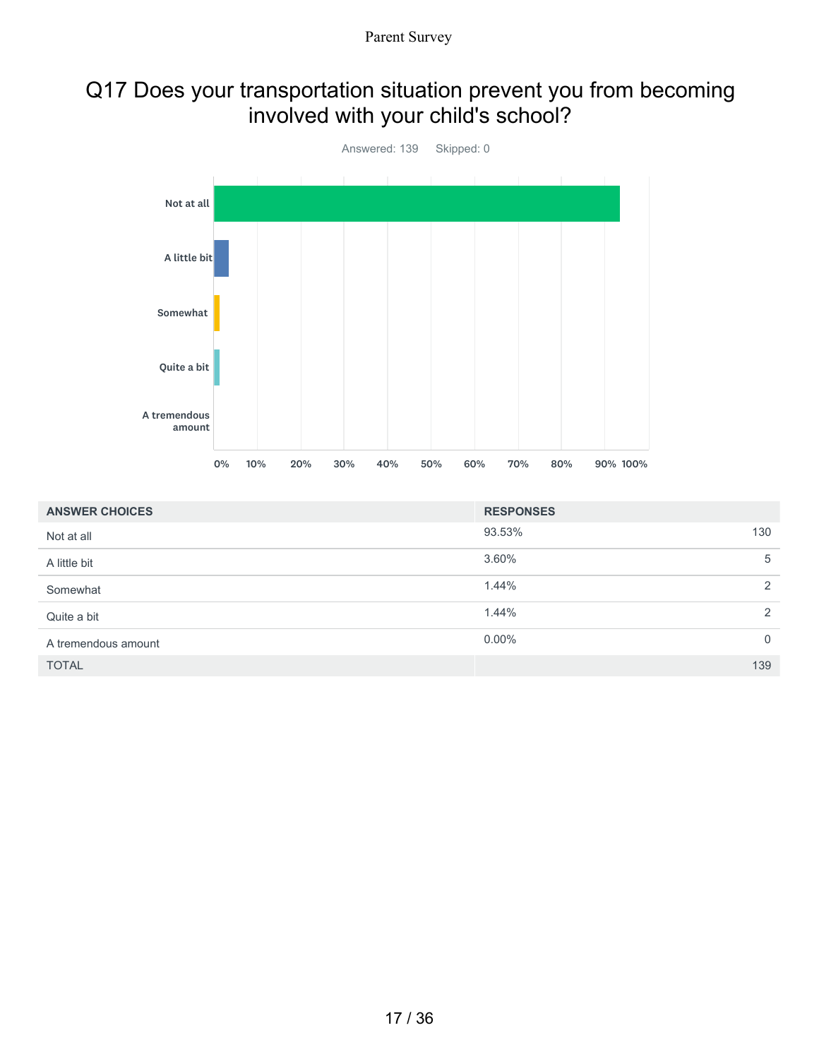# Q17 Does your transportation situation prevent you from becoming involved with your child's school?

Answered: 139 Skipped: 0

| ANSWER CHOICES | RESPONSES | |
|---|---|---|
| Not at all | 93.53% | 130 |
| A little bit | 3.60% | 5 |
| Somewhat | 1.44% | 2 |
| Quite a bit | 1.44% | 2 |
| A tremendous amount | 0.00% | 0 |
| TOTAL | | 139 |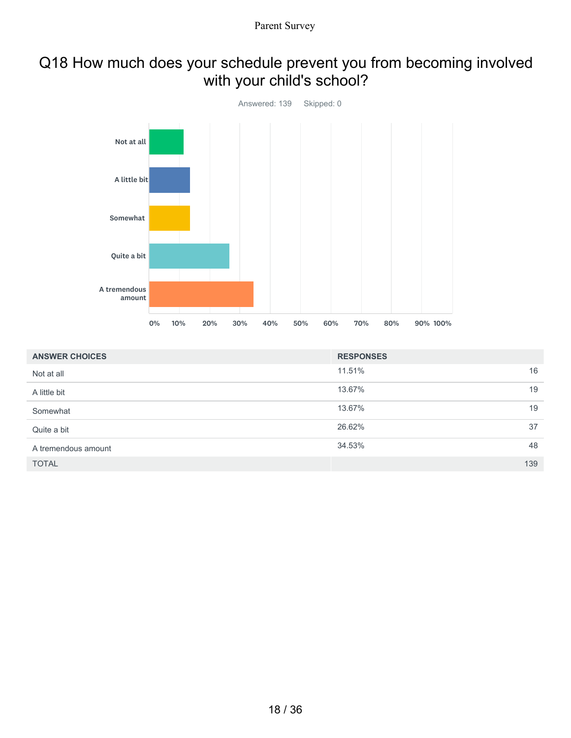# Q18 How much does your schedule prevent you from becoming involved with your child's school?

Answered: 139 Skipped: 0

| ANSWER CHOICES | RESPONSES | |
|---|---|---|
| Not at all | 11.51% | 16 |
| A little bit | 13.67% | 19 |
| Somewhat | 13.67% | 19 |
| Quite a bit | 26.62% | 37 |
| A tremendous amount | 34.53% | 48 |
| TOTAL | | 139 |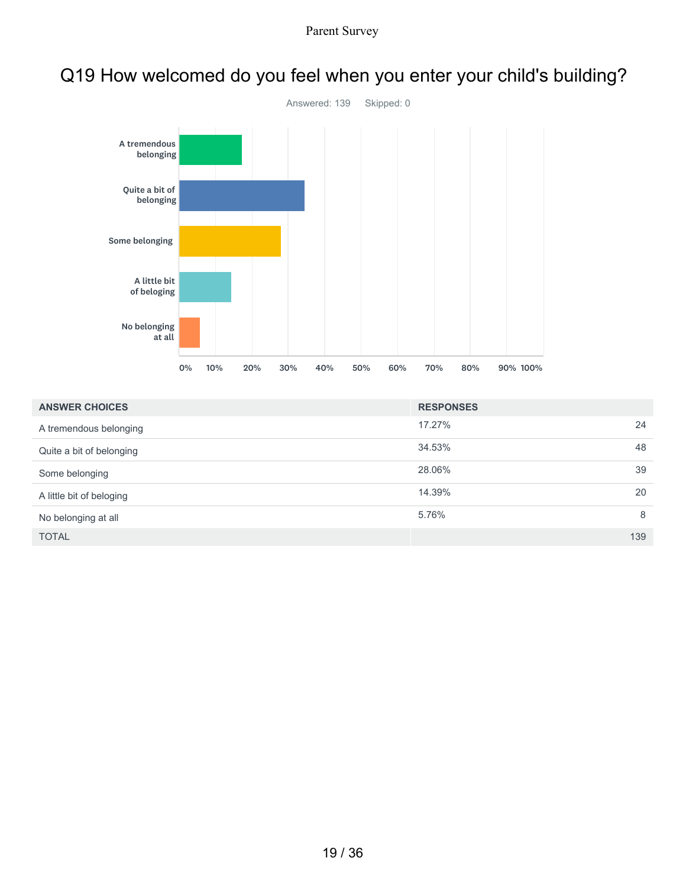# Q19 How welcomed do you feel when you enter your child's building?

Answered: 139 Skipped: 0

| ANSWER CHOICES | RESPONSES | |
|---|---|---|
| A tremendous belonging | 17.27% | 24 |
| Quite a bit of belonging | 34.53% | 48 |
| Some belonging | 28.06% | 39 |
| A little bit of beloging | 14.39% | 20 |
| No belonging at all | 5.76% | 8 |
| TOTAL | | 139 |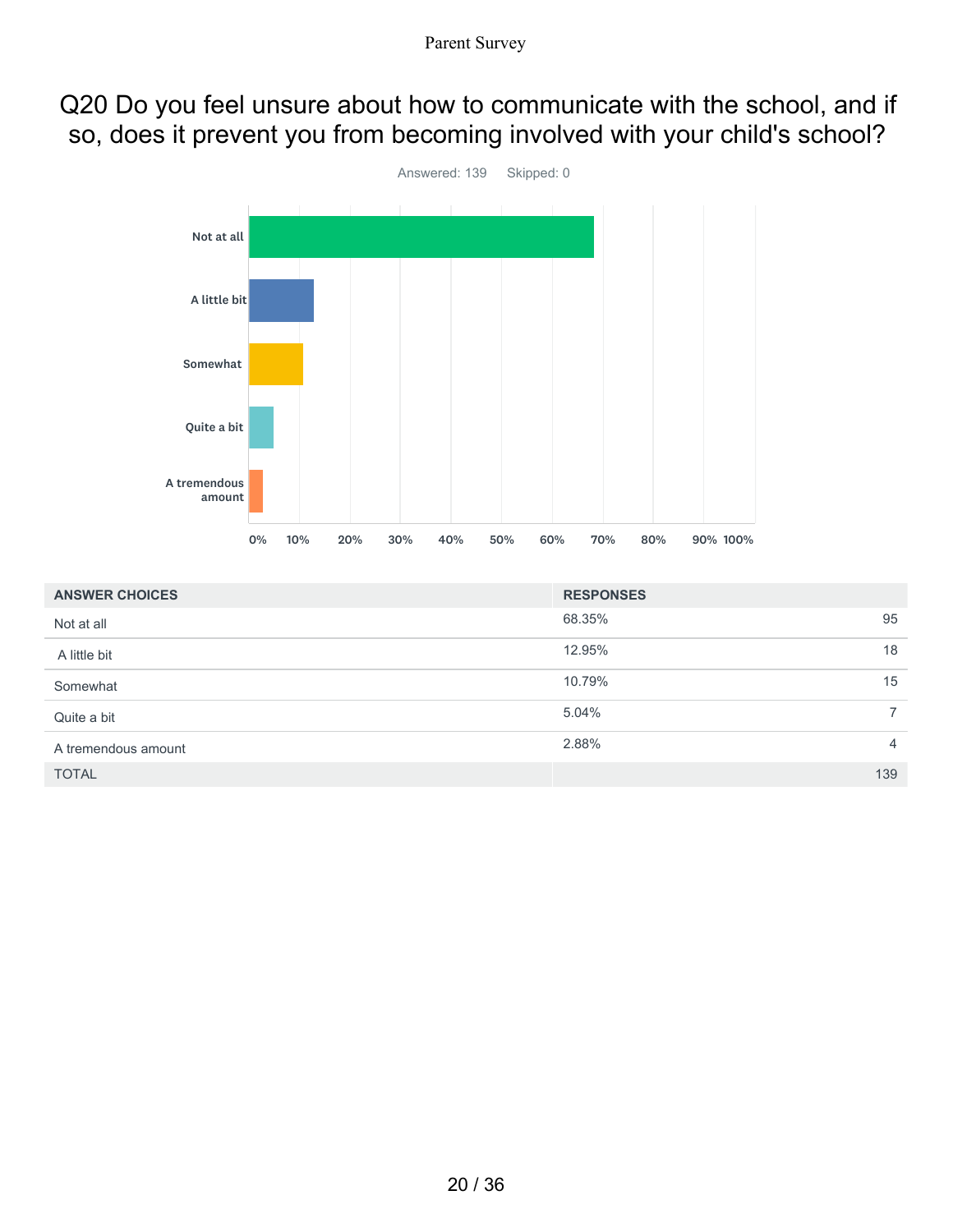# Q20 Do you feel unsure about how to communicate with the school, and if so, does it prevent you from becoming involved with your child's school?

Answered: 139    Skipped: 0

| ANSWER CHOICES | RESPONSES | |
|---|---|---|
| Not at all | 68.35% | 95 |
| A little bit | 12.95% | 18 |
| Somewhat | 10.79% | 15 |
| Quite a bit | 5.04% | 7 |
| A tremendous amount | 2.88% | 4 |
| TOTAL | | 139 |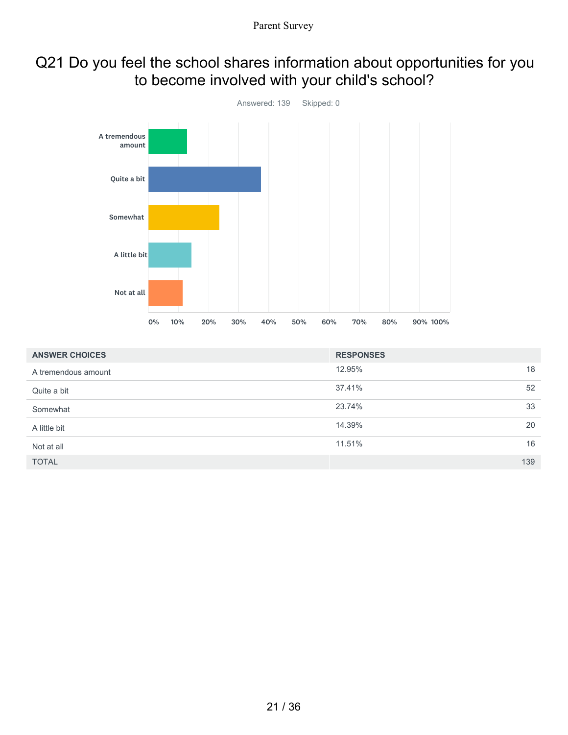## Q21 Do you feel the school shares information about opportunities for you to become involved with your child's school?

Answered: 139 Skipped: 0

| ANSWER CHOICES | RESPONSES | |
|---|---|---|
| A tremendous amount | 12.95% | 18 |
| Quite a bit | 37.41% | 52 |
| Somewhat | 23.74% | 33 |
| A little bit | 14.39% | 20 |
| Not at all | 11.51% | 16 |
| TOTAL | | 139 |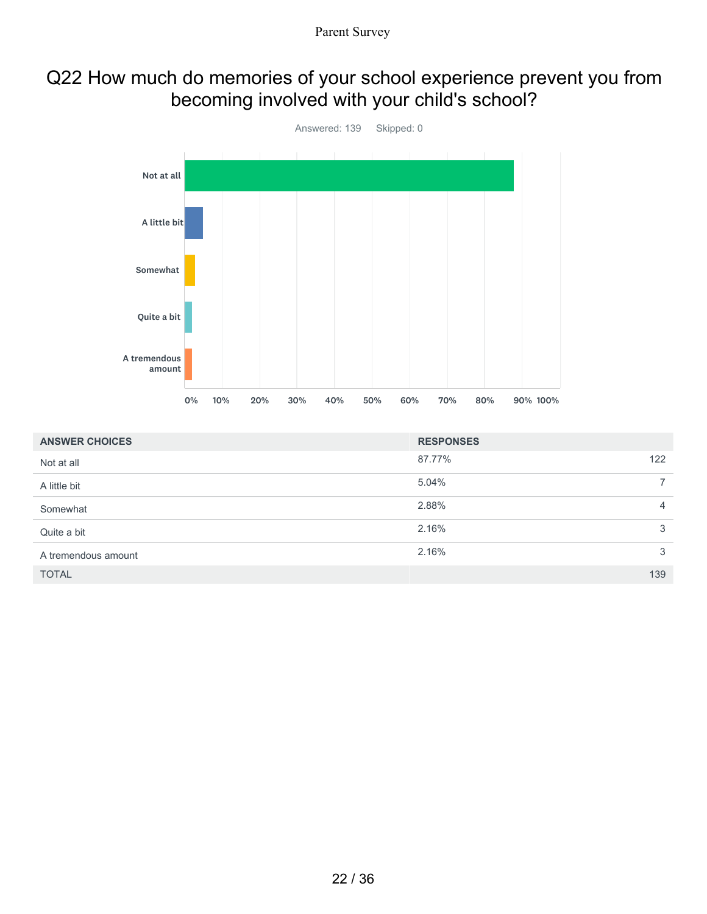# Q22 How much do memories of your school experience prevent you from becoming involved with your child's school?

Answered: 139 Skipped: 0

| ANSWER CHOICES | RESPONSES | |
|---|---|---|
| Not at all | 87.77% | 122 |
| A little bit | 5.04% | 7 |
| Somewhat | 2.88% | 4 |
| Quite a bit | 2.16% | 3 |
| A tremendous amount | 2.16% | 3 |
| TOTAL | | 139 |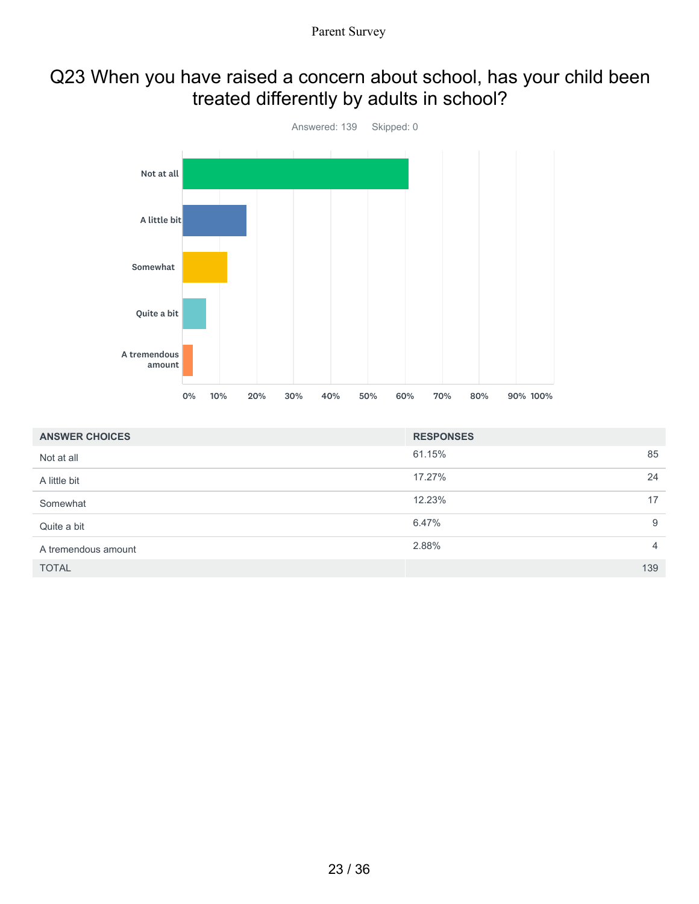# Q23 When you have raised a concern about school, has your child been treated differently by adults in school?

Answered: 139 Skipped: 0

| ANSWER CHOICES | RESPONSES | |
|---|---|---|
| Not at all | 61.15% | 85 |
| A little bit | 17.27% | 24 |
| Somewhat | 12.23% | 17 |
| Quite a bit | 6.47% | 9 |
| A tremendous amount | 2.88% | 4 |
| TOTAL | | 139 |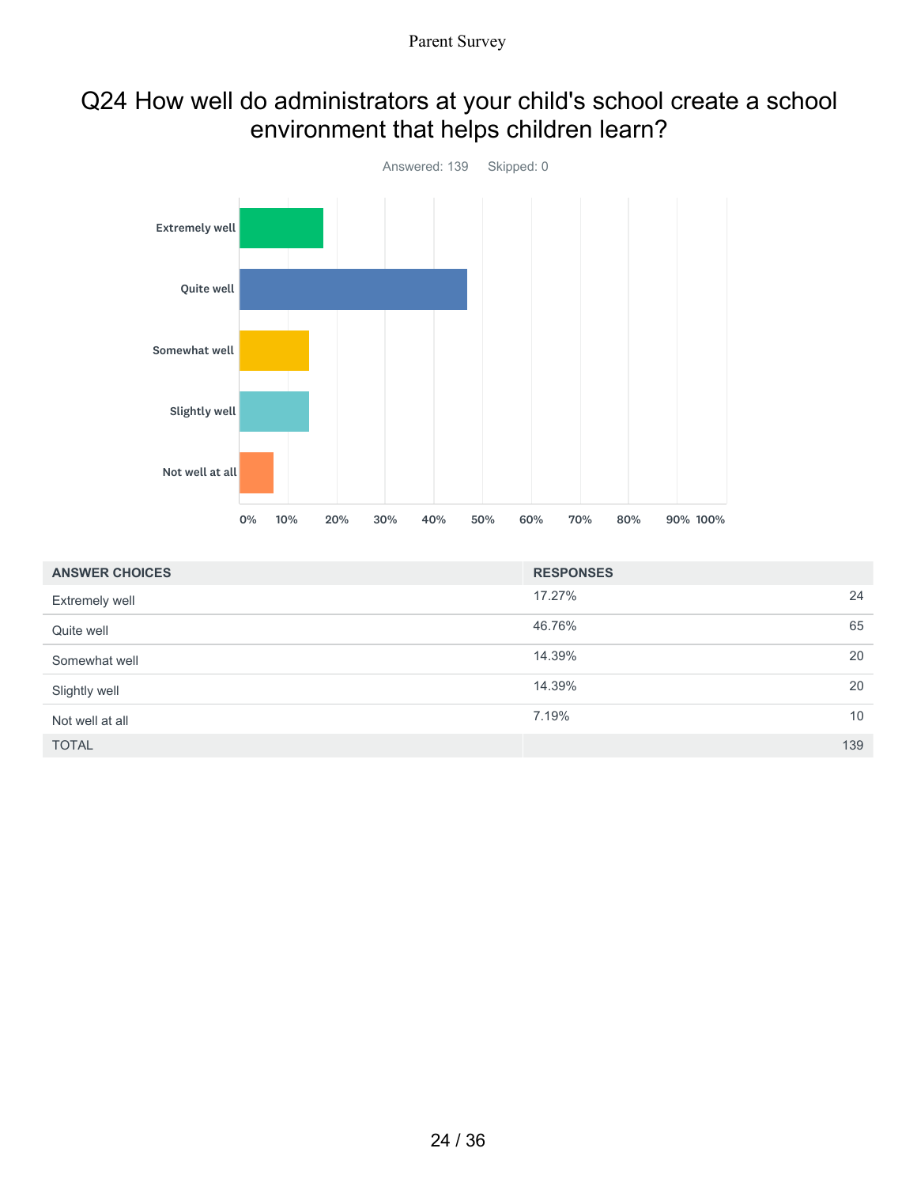# Q24 How well do administrators at your child's school create a school environment that helps children learn?

Answered: 139 Skipped: 0

| ANSWER CHOICES | RESPONSES | |
|---|---|---|
| Extremely well | 17.27% | 24 |
| Quite well | 46.76% | 65 |
| Somewhat well | 14.39% | 20 |
| Slightly well | 14.39% | 20 |
| Not well at all | 7.19% | 10 |
| TOTAL | | 139 |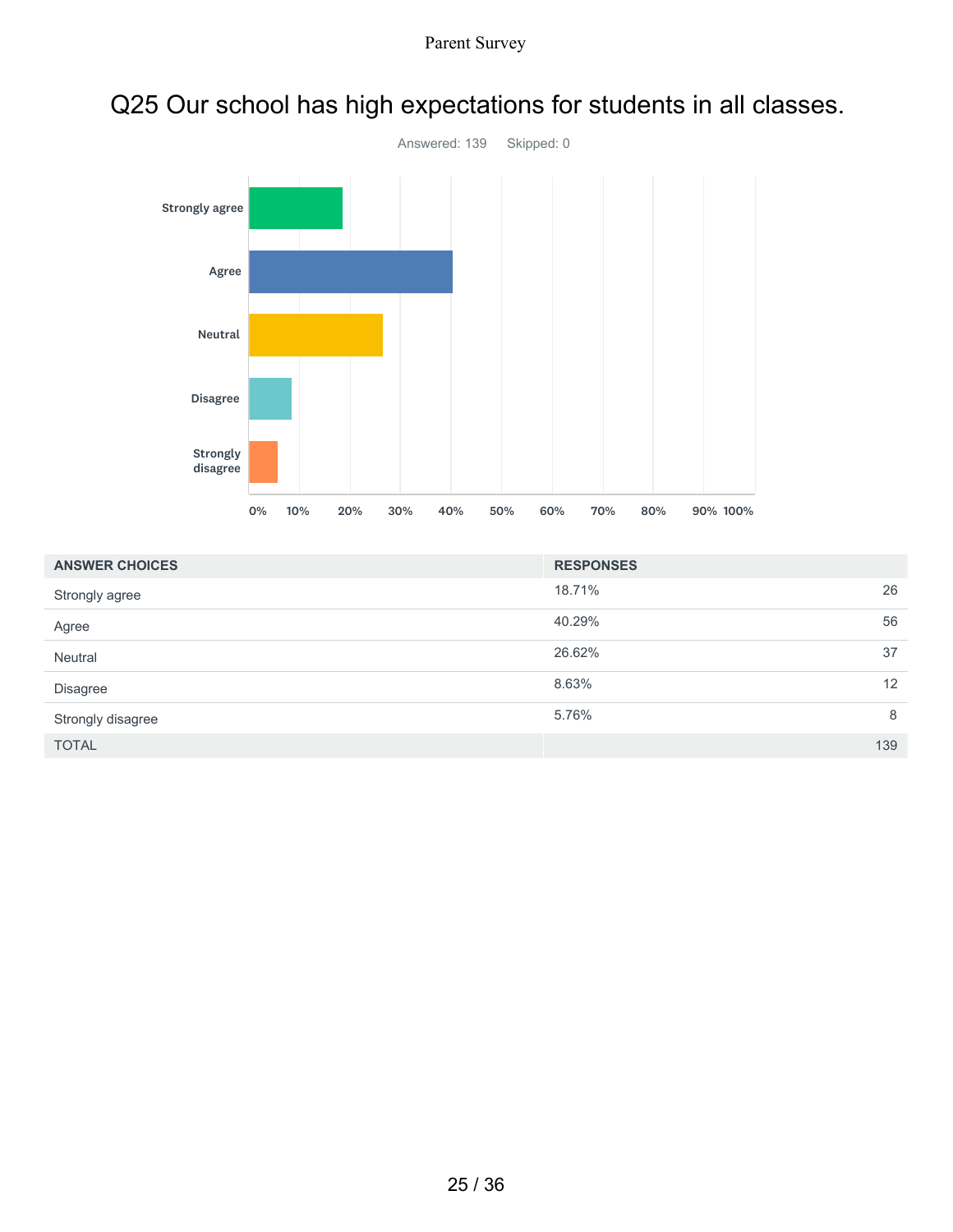# Q25 Our school has high expectations for students in all classes.

Answered: 139 Skipped: 0

| ANSWER CHOICES | RESPONSES | |
|---|---|---|
| Strongly agree | 18.71% | 26 |
| Agree | 40.29% | 56 |
| Neutral | 26.62% | 37 |
| Disagree | 8.63% | 12 |
| Strongly disagree | 5.76% | 8 |
| TOTAL | | 139 |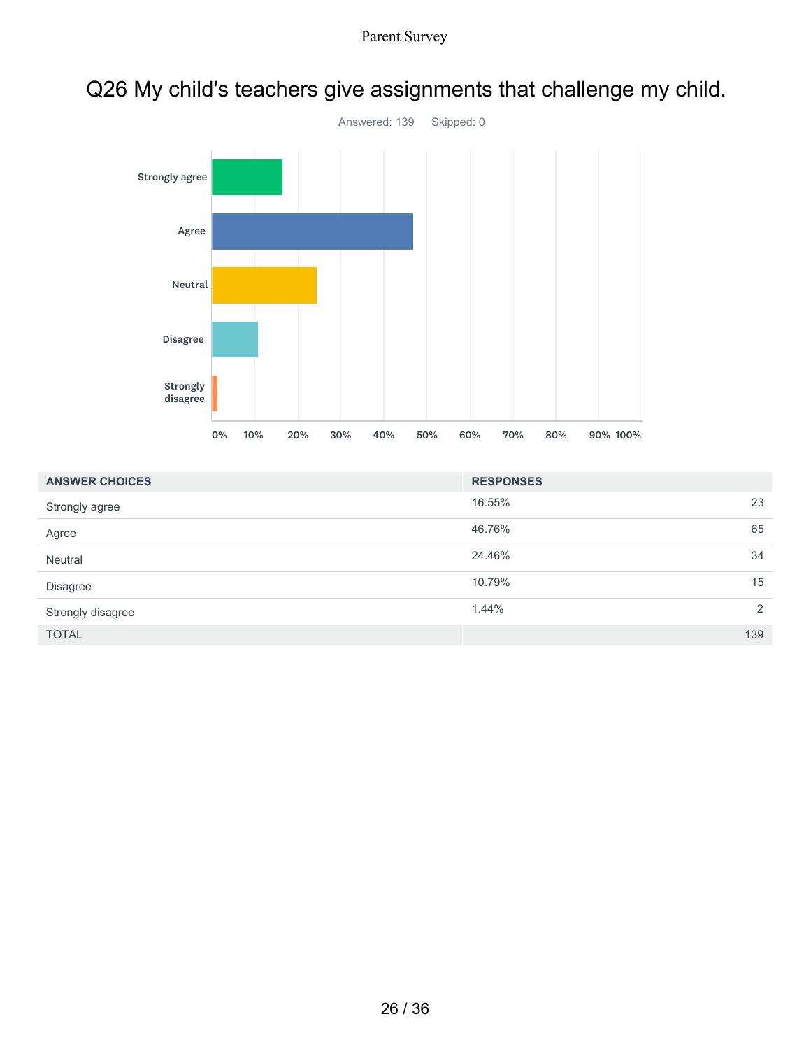# Q26 My child's teachers give assignments that challenge my child.

Answered: 139 Skipped: 0

| ANSWER CHOICES | RESPONSES | |
|---|---|---|
| Strongly agree | 16.55% | 23 |
| Agree | 46.76% | 65 |
| Neutral | 24.46% | 34 |
| Disagree | 10.79% | 15 |
| Strongly disagree | 1.44% | 2 |
| TOTAL | | 139 |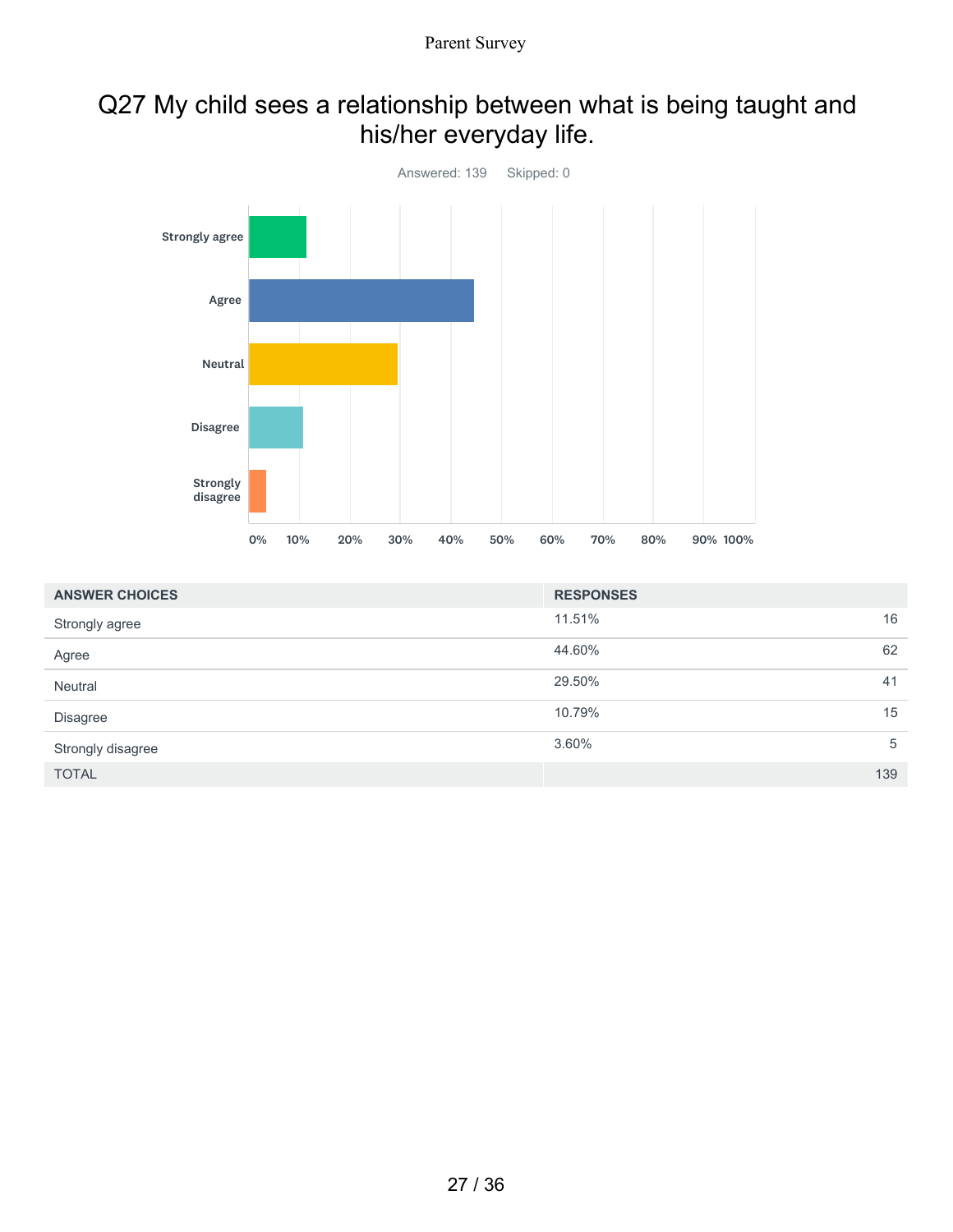## Q27 My child sees a relationship between what is being taught and his/her everyday life.

Answered: 139    Skipped: 0

| ANSWER CHOICES | RESPONSES | |
|---|---|---|
| Strongly agree | 11.51% | 16 |
| Agree | 44.60% | 62 |
| Neutral | 29.50% | 41 |
| Disagree | 10.79% | 15 |
| Strongly disagree | 3.60% | 5 |
| TOTAL | | 139 |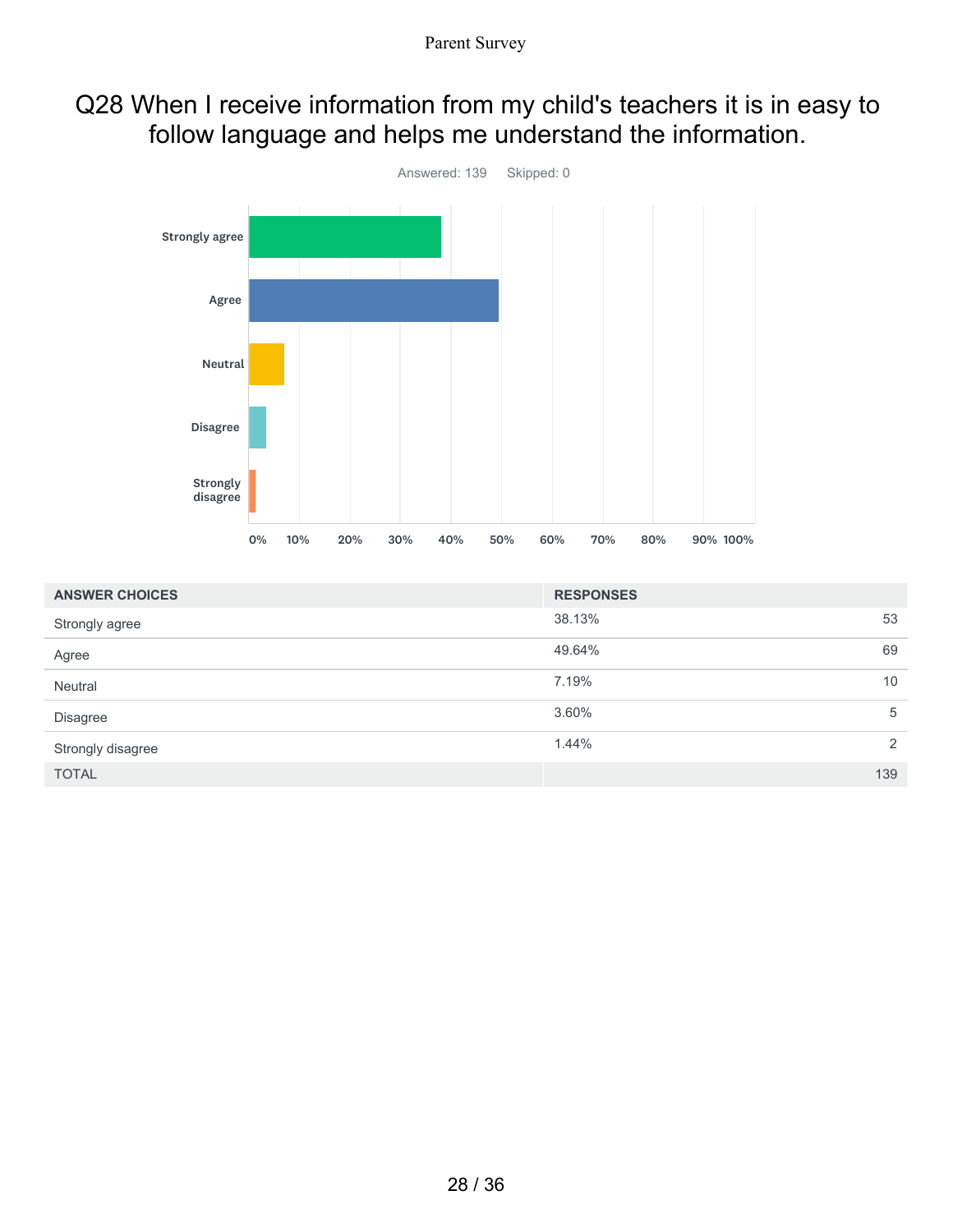# Q28 When I receive information from my child's teachers it is in easy to follow language and helps me understand the information.

Answered: 139 Skipped: 0

| ANSWER CHOICES | RESPONSES | |
|---|---|---|
| Strongly agree | 38.13% | 53 |
| Agree | 49.64% | 69 |
| Neutral | 7.19% | 10 |
| Disagree | 3.60% | 5 |
| Strongly disagree | 1.44% | 2 |
| TOTAL | | 139 |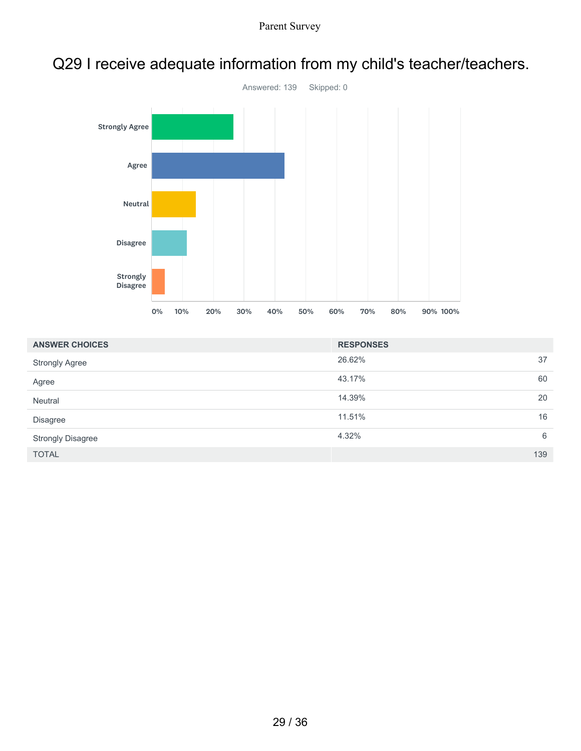# Q29 I receive adequate information from my child's teacher/teachers.

Answered: 139 Skipped: 0

| ANSWER CHOICES | RESPONSES | |
|---|---|---|
| Strongly Agree | 26.62% | 37 |
| Agree | 43.17% | 60 |
| Neutral | 14.39% | 20 |
| Disagree | 11.51% | 16 |
| Strongly Disagree | 4.32% | 6 |
| TOTAL | | 139 |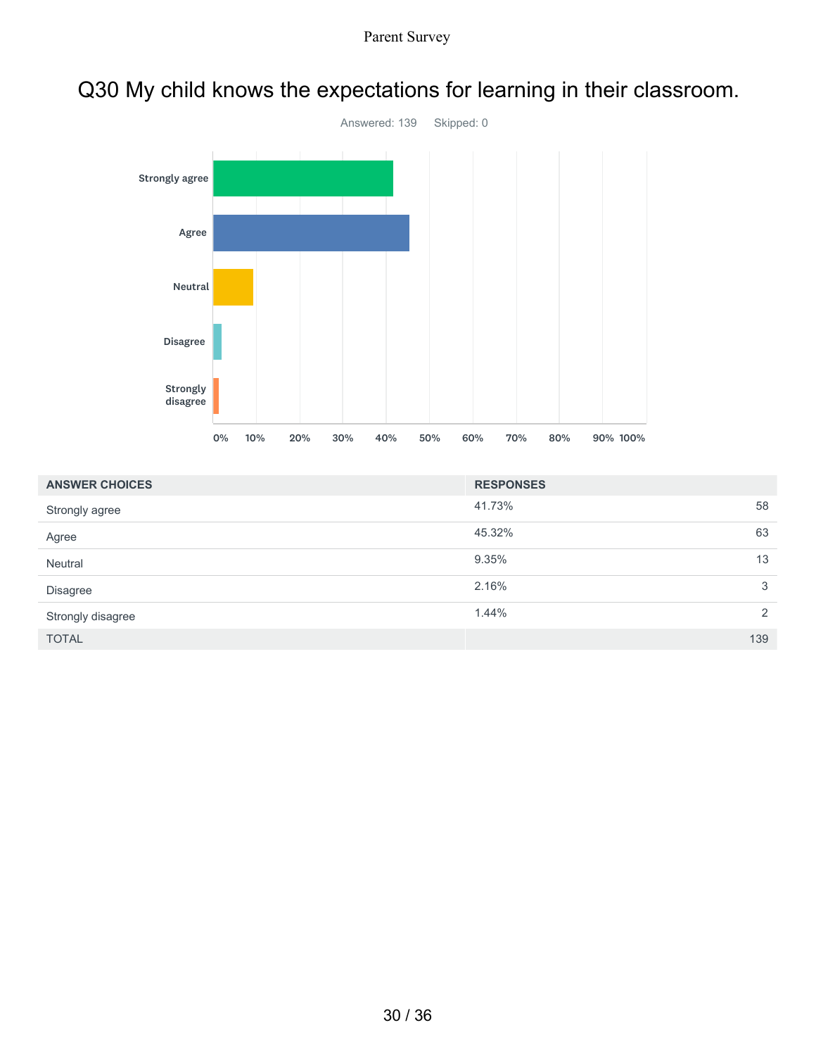# Q30 My child knows the expectations for learning in their classroom.

Answered: 139    Skipped: 0

| ANSWER CHOICES | RESPONSES | |
|---|---|---|
| Strongly agree | 41.73% | 58 |
| Agree | 45.32% | 63 |
| Neutral | 9.35% | 13 |
| Disagree | 2.16% | 3 |
| Strongly disagree | 1.44% | 2 |
| TOTAL | | 139 |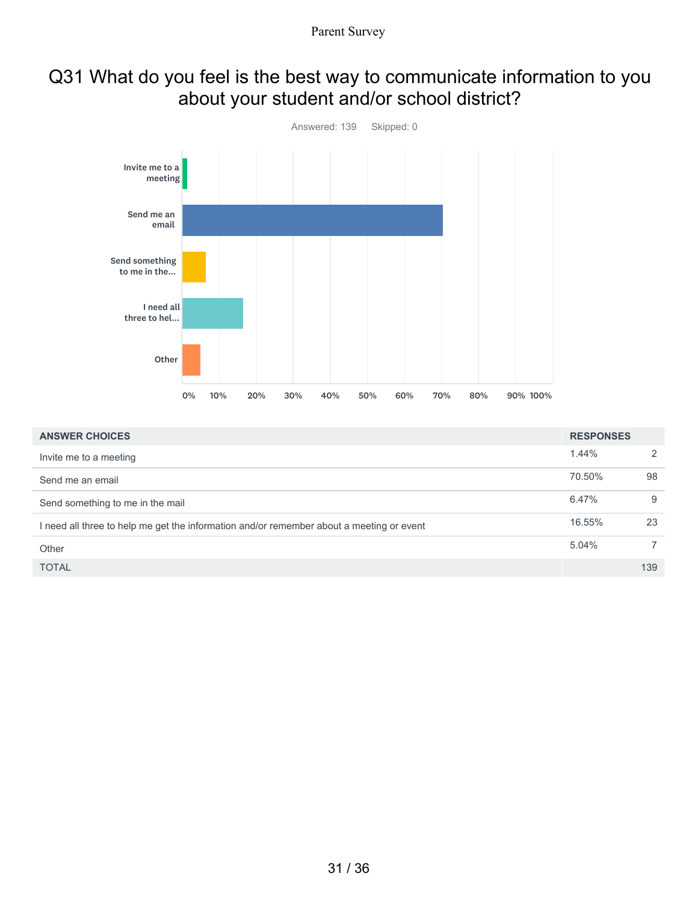## Q31 What do you feel is the best way to communicate information to you about your student and/or school district?

Answered: 139    Skipped: 0

| ANSWER CHOICES | RESPONSES | |
|---|---|---|
| Invite me to a meeting | 1.44% | 2 |
| Send me an email | 70.50% | 98 |
| Send something to me in the mail | 6.47% | 9 |
| I need all three to help me get the information and/or remember about a meeting or event | 16.55% | 23 |
| Other | 5.04% | 7 |
| TOTAL | | 139 |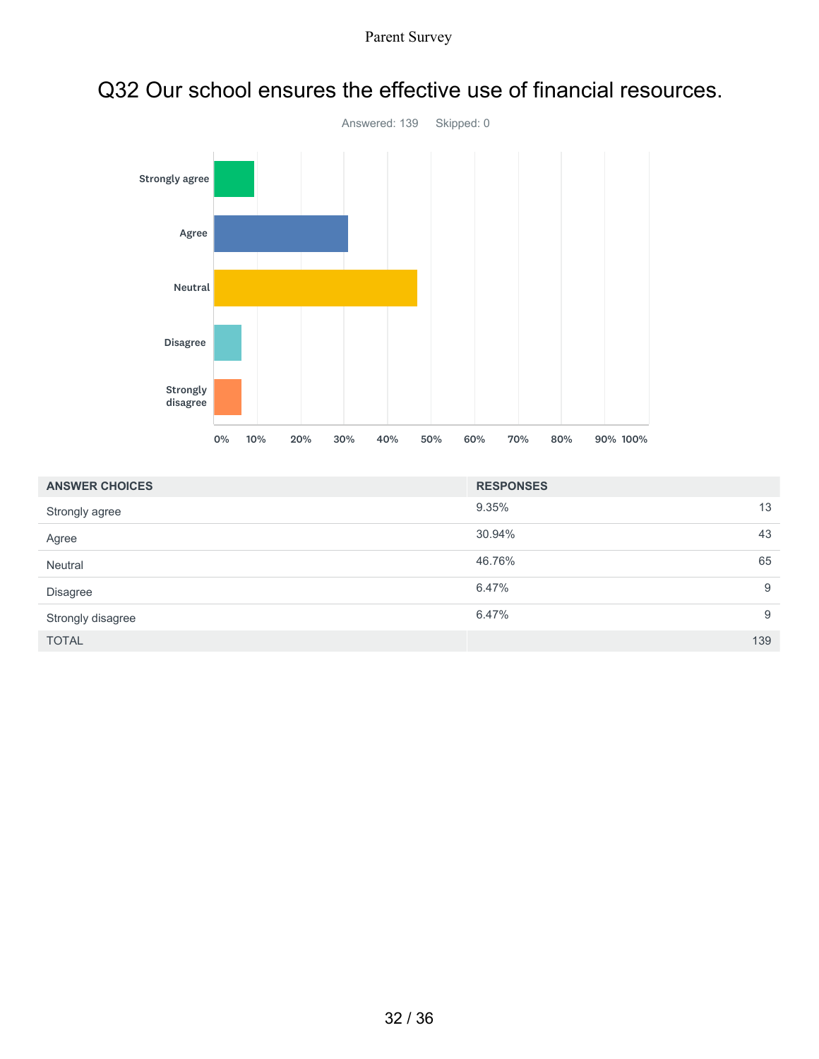## Q32 Our school ensures the effective use of financial resources.

Answered: 139    Skipped: 0

| ANSWER CHOICES | RESPONSES | |
|---|---|---|
| Strongly agree | 9.35% | 13 |
| Agree | 30.94% | 43 |
| Neutral | 46.76% | 65 |
| Disagree | 6.47% | 9 |
| Strongly disagree | 6.47% | 9 |
| TOTAL | | 139 |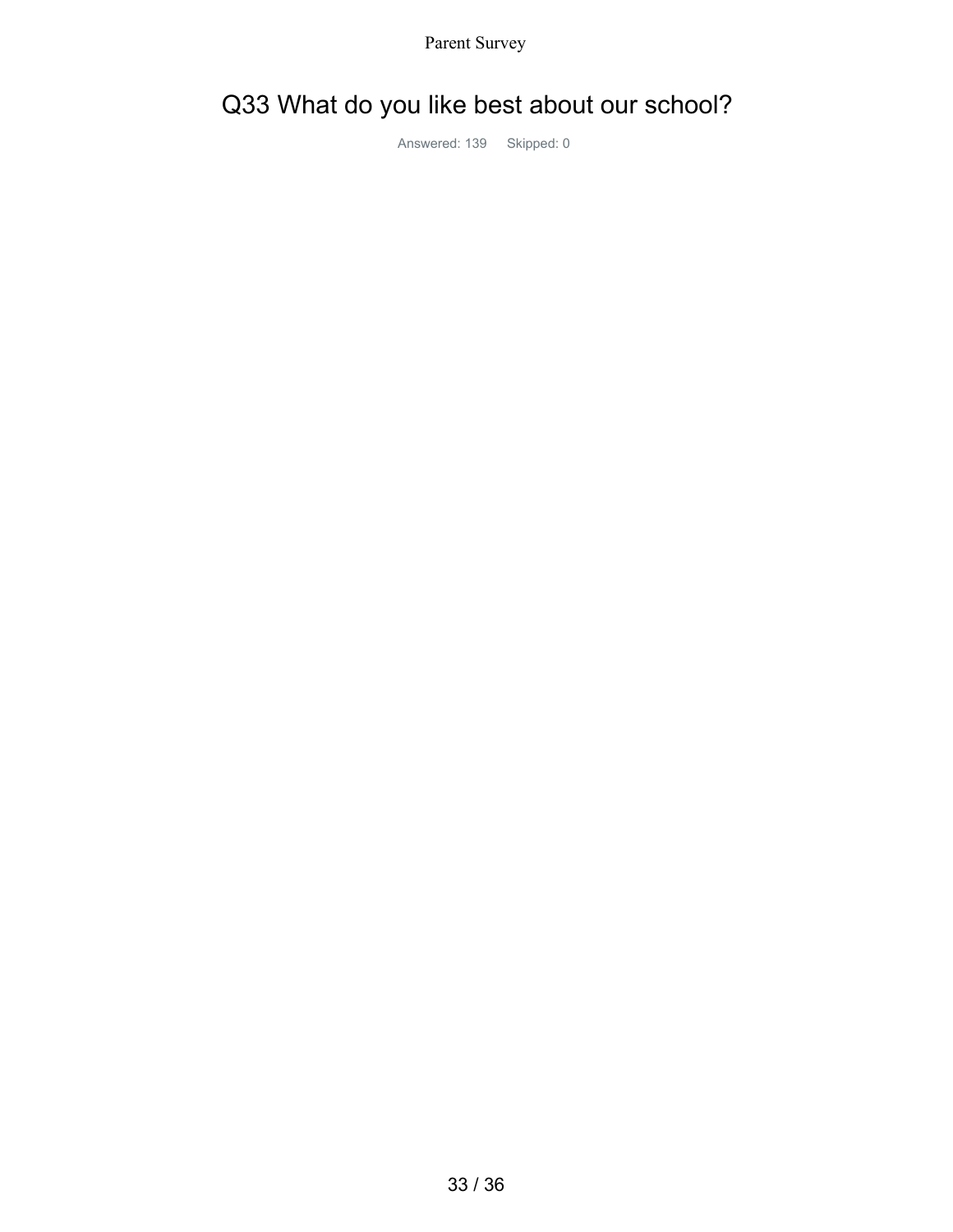# Q33 What do you like best about our school?

Answered: 139 Skipped: 0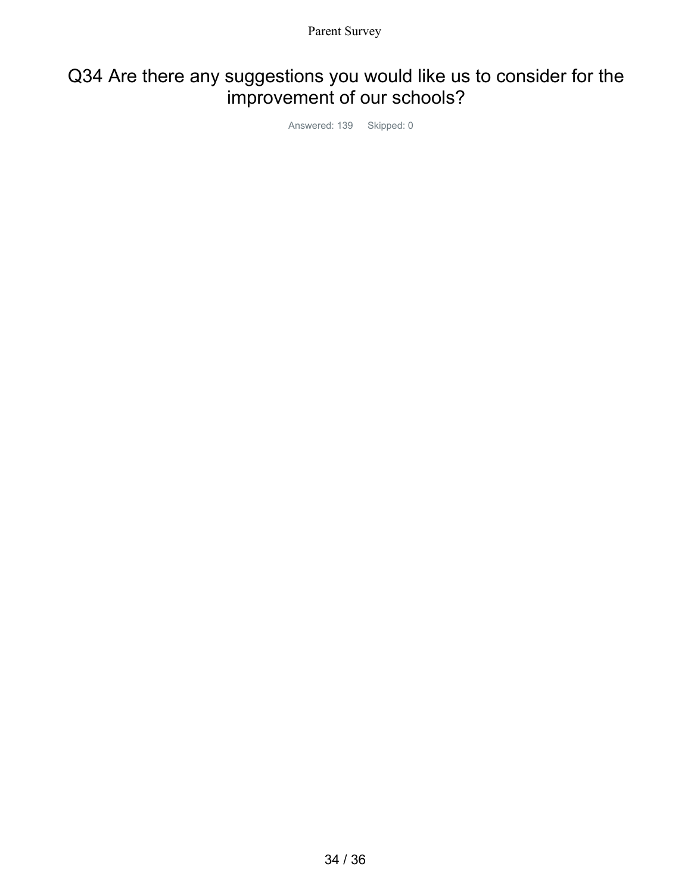# Q34 Are there any suggestions you would like us to consider for the improvement of our schools?

Answered: 139 Skipped: 0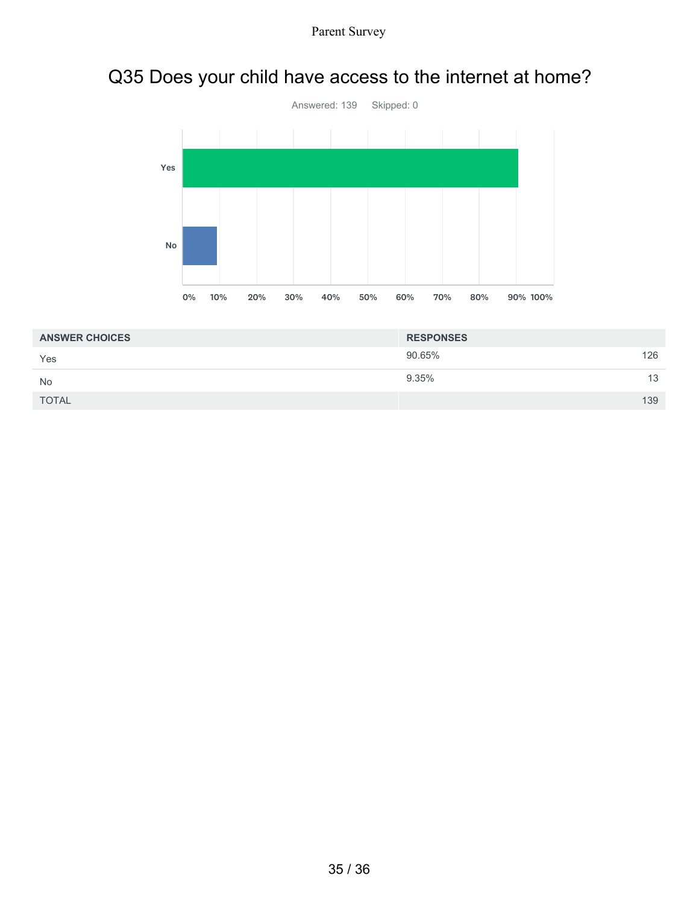## Q35 Does your child have access to the internet at home?

Answered: 139 Skipped: 0

| ANSWER CHOICES | RESPONSES | |
|---|---|---|
| Yes | 90.65% | 126 |
| No | 9.35% | 13 |
| TOTAL | | 139 |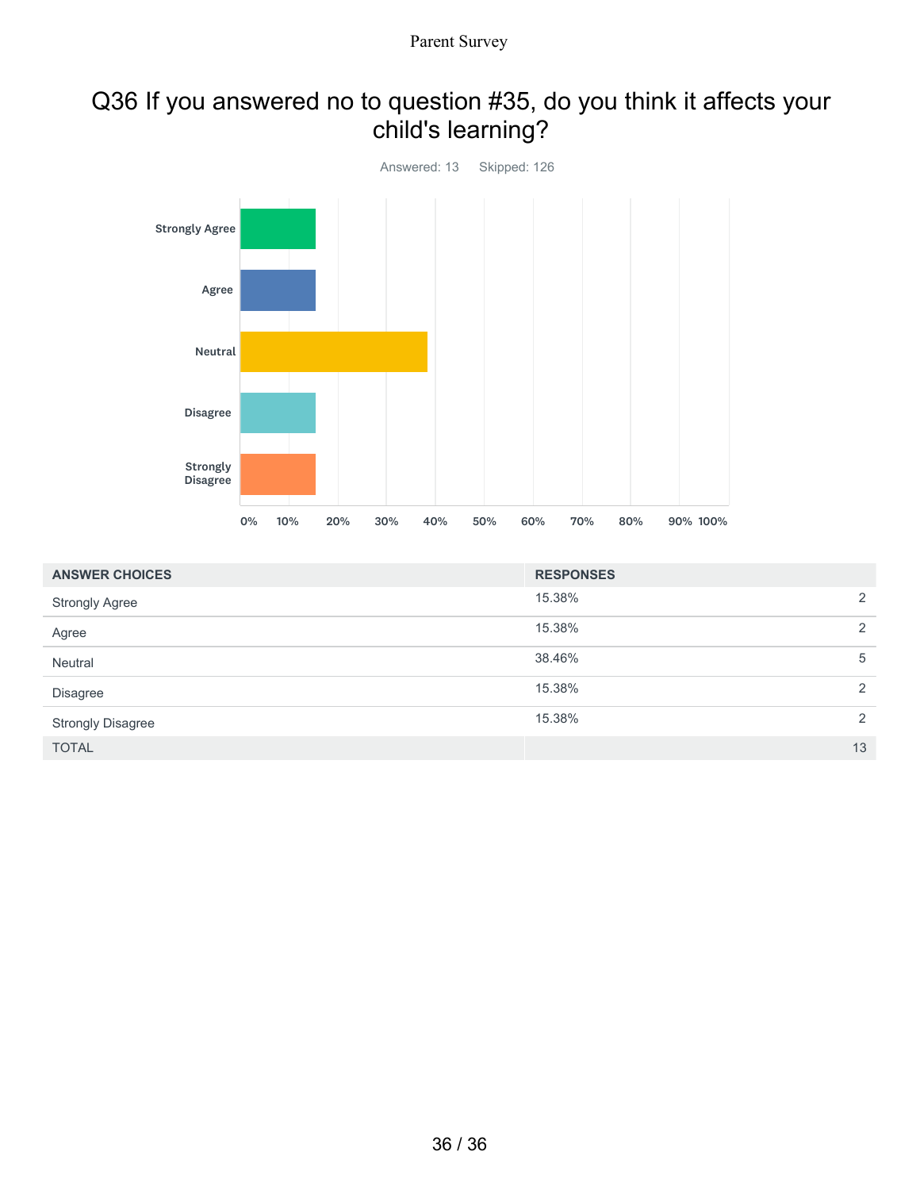# Q36 If you answered no to question #35, do you think it affects your child's learning?

Answered: 13 Skipped: 126

Strongly Agree

Agree

Neutral

Disagree

Strongly Disagree

0% 10% 20% 30% 40% 50% 60% 70% 80% 90% 100%

| ANSWER CHOICES | RESPONSES | |
|---|---|---|
| Strongly Agree | 15.38% | 2 |
| Agree | 15.38% | 2 |
| Neutral | 38.46% | 5 |
| Disagree | 15.38% | 2 |
| Strongly Disagree | 15.38% | 2 |
| TOTAL | | 13 |